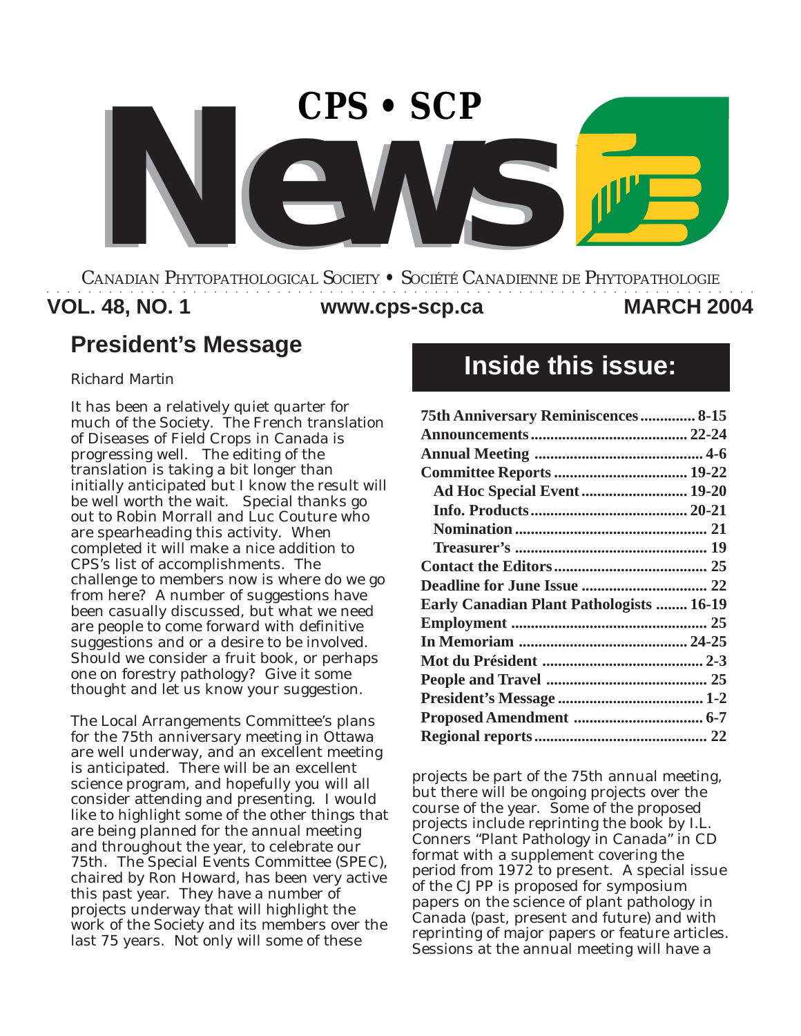# CPS • SCP News

CANADIAN PHYTOPATHOLOGICAL SOCIETY • SOCIÉTÉ CANADIENNE DE PHYTOPATHOLOGIE

**VOL. 48, NO. 1** **www.cps-scp.ca** **MARCH 2004**

## President's Message

Richard Martin

It has been a relatively quiet quarter for much of the Society. The French translation of Diseases of Field Crops in Canada is progressing well. The editing of the translation is taking a bit longer than initially anticipated but I know the result will be well worth the wait. Special thanks go out to Robin Morrall and Luc Couture who are spearheading this activity. When completed it will make a nice addition to CPS's list of accomplishments. The challenge to members now is where do we go from here? A number of suggestions have been casually discussed, but what we need are people to come forward with definitive suggestions and or a desire to be involved. Should we consider a fruit book, or perhaps one on forestry pathology? Give it some thought and let us know your suggestion.

The Local Arrangements Committee's plans for the 75th anniversary meeting in Ottawa are well underway, and an excellent meeting is anticipated. There will be an excellent science program, and hopefully you will all consider attending and presenting. I would like to highlight some of the other things that are being planned for the annual meeting and throughout the year, to celebrate our 75th. The Special Events Committee (SPEC), chaired by Ron Howard, has been very active this past year. They have a number of projects underway that will highlight the work of the Society and its members over the last 75 years. Not only will some of these projects be part of the 75th annual meeting, but there will be ongoing projects over the course of the year. Some of the proposed projects include reprinting the book by I.L. Conners "Plant Pathology in Canada" in CD format with a supplement covering the period from 1972 to present. A special issue of the CJPP is proposed for symposium papers on the science of plant pathology in Canada (past, present and future) and with reprinting of major papers or feature articles. Sessions at the annual meeting will have a

## Inside this issue:

| | |
|---|---|
| **75th Anniversary Reminiscences** | **8-15** |
| **Announcements** | **22-24** |
| **Annual Meeting** | **4-6** |
| **Committee Reports** | **19-22** |
| **Ad Hoc Special Event** | **19-20** |
| **Info. Products** | **20-21** |
| **Nomination** | **21** |
| **Treasurer's** | **19** |
| **Contact the Editors** | **25** |
| **Deadline for June Issue** | **22** |
| **Early Canadian Plant Pathologists** | **16-19** |
| **Employment** | **25** |
| **In Memoriam** | **24-25** |
| **Mot du Président** | **2-3** |
| **People and Travel** | **25** |
| **President's Message** | **1-2** |
| **Proposed Amendment** | **6-7** |
| **Regional reports** | **22** |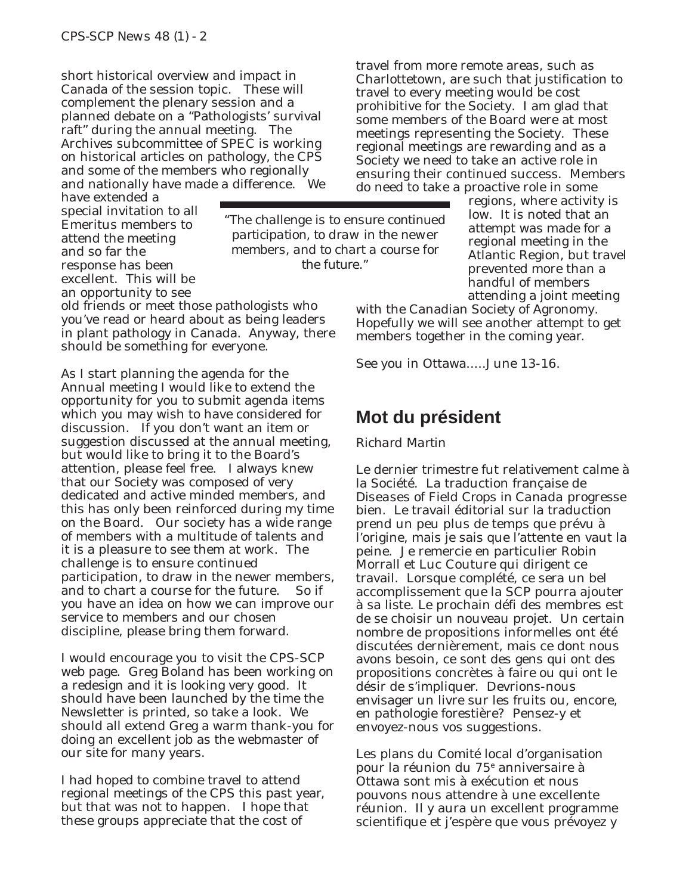short historical overview and impact in Canada of the session topic. These will complement the plenary session and a planned debate on a "Pathologists' survival raft" during the annual meeting. The Archives subcommittee of SPEC is working on historical articles on pathology, the CPS and some of the members who regionally and nationally have made a difference. We have extended a special invitation to all Emeritus members to attend the meeting and so far the response has been excellent. This will be an opportunity to see old friends or meet those pathologists who you've read or heard about as being leaders in plant pathology in Canada. Anyway, there should be something for everyone.

*"The challenge is to ensure continued participation, to draw in the newer members, and to chart a course for the future."*

As I start planning the agenda for the Annual meeting I would like to extend the opportunity for you to submit agenda items which you may wish to have considered for discussion. If you don't want an item or suggestion discussed at the annual meeting, but would like to bring it to the Board's attention, please feel free. I always knew that our Society was composed of very dedicated and active minded members, and this has only been reinforced during my time on the Board. Our society has a wide range of members with a multitude of talents and it is a pleasure to see them at work. The challenge is to ensure continued participation, to draw in the newer members, and to chart a course for the future. So if you have an idea on how we can improve our service to members and our chosen discipline, please bring them forward.

I would encourage you to visit the CPS-SCP web page. Greg Boland has been working on a redesign and it is looking very good. It should have been launched by the time the Newsletter is printed, so take a look. We should all extend Greg a warm thank-you for doing an excellent job as the webmaster of our site for many years.

I had hoped to combine travel to attend regional meetings of the CPS this past year, but that was not to happen. I hope that these groups appreciate that the cost of travel from more remote areas, such as Charlottetown, are such that justification to travel to every meeting would be cost prohibitive for the Society. I am glad that some members of the Board were at most meetings representing the Society. These regional meetings are rewarding and as a Society we need to take an active role in ensuring their continued success. Members do need to take a proactive role in some regions, where activity is low. It is noted that an attempt was made for a regional meeting in the Atlantic Region, but travel prevented more than a handful of members attending a joint meeting with the Canadian Society of Agronomy. Hopefully we will see another attempt to get members together in the coming year.

See you in Ottawa.....June 13-16.

## Mot du président

Richard Martin

Le dernier trimestre fut relativement calme à la Société. La traduction française de *Diseases of Field Crops in Canada* progresse bien. Le travail éditorial sur la traduction prend un peu plus de temps que prévu à l'origine, mais je sais que l'attente en vaut la peine. Je remercie en particulier Robin Morrall et Luc Couture qui dirigent ce travail. Lorsque complété, ce sera un bel accomplissement que la SCP pourra ajouter à sa liste. Le prochain défi des membres est de se choisir un nouveau projet. Un certain nombre de propositions informelles ont été discutées dernièrement, mais ce dont nous avons besoin, ce sont des gens qui ont des propositions concrètes à faire ou qui ont le désir de s'impliquer. Devrions-nous envisager un livre sur les fruits ou, encore, en pathologie forestière? Pensez-y et envoyez-nous vos suggestions.

Les plans du Comité local d'organisation pour la réunion du 75[e] anniversaire à Ottawa sont mis à exécution et nous pouvons nous attendre à une excellente réunion. Il y aura un excellent programme scientifique et j'espère que vous prévoyez y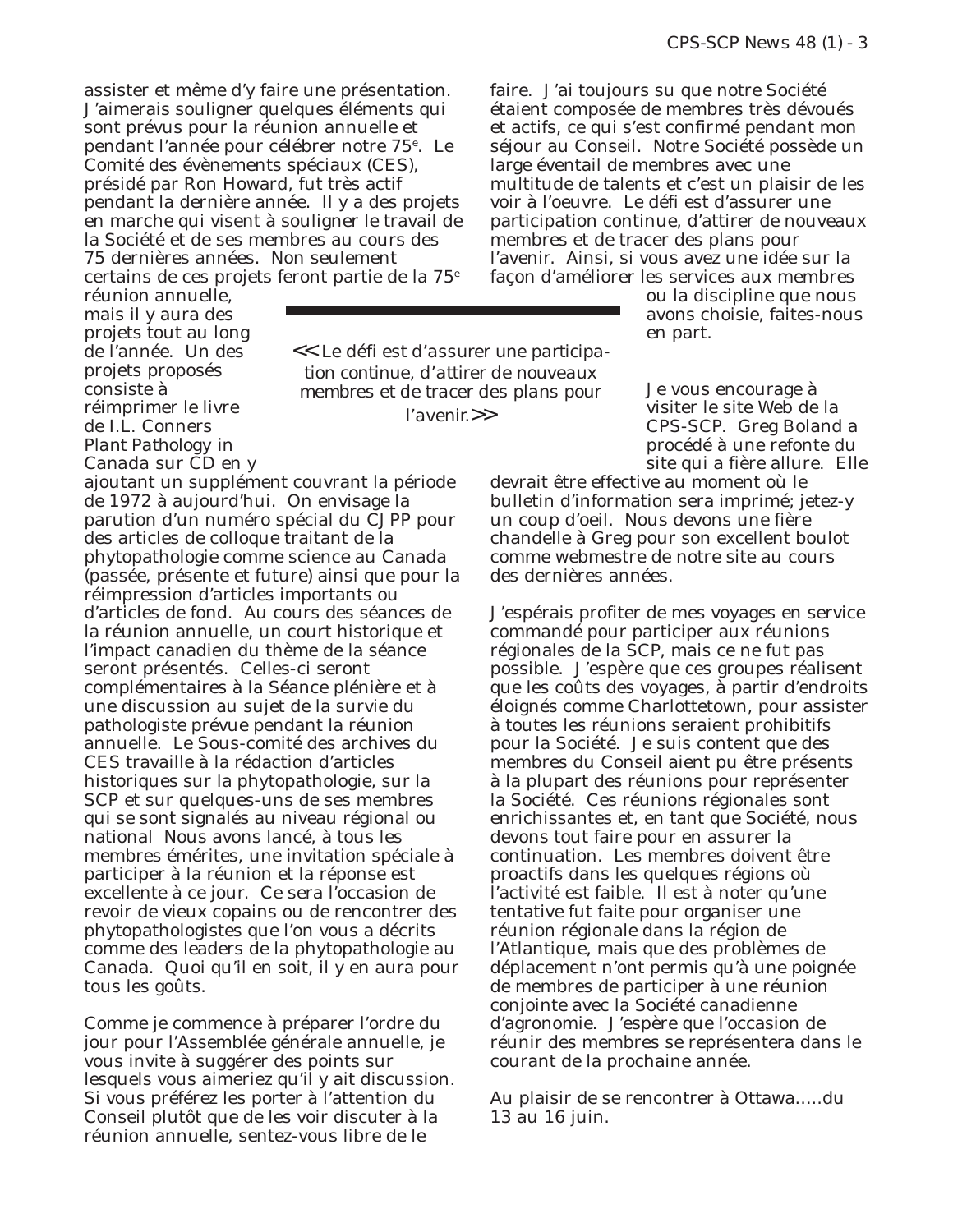assister et même d'y faire une présentation. J'aimerais souligner quelques éléments qui sont prévus pour la réunion annuelle et pendant l'année pour célébrer notre 75e. Le Comité des évènements spéciaux (CES), présidé par Ron Howard, fut très actif pendant la dernière année. Il y a des projets en marche qui visent à souligner le travail de la Société et de ses membres au cours des 75 dernières années. Non seulement certains de ces projets feront partie de la 75e réunion annuelle, mais il y aura des projets tout au long de l'année. Un des projets proposés consiste à réimprimer le livre de I.L. Conners *Plant Pathology in Canada* sur CD en y ajoutant un supplément couvrant la période de 1972 à aujourd'hui. On envisage la parution d'un numéro spécial du CJPP pour des articles de colloque traitant de la phytopathologie comme science au Canada (passée, présente et future) ainsi que pour la réimpression d'articles importants ou d'articles de fond. Au cours des séances de la réunion annuelle, un court historique et l'impact canadien du thème de la séance seront présentés. Celles-ci seront complémentaires à la Séance plénière et à une discussion au sujet de la survie du pathologiste prévue pendant la réunion annuelle. Le Sous-comité des archives du CES travaille à la rédaction d'articles historiques sur la phytopathologie, sur la SCP et sur quelques-uns de ses membres qui se sont signalés au niveau régional ou national Nous avons lancé, à tous les membres émérites, une invitation spéciale à participer à la réunion et la réponse est excellente à ce jour. Ce sera l'occasion de revoir de vieux copains ou de rencontrer des phytopathologistes que l'on vous a décrits comme des leaders de la phytopathologie au Canada. Quoi qu'il en soit, il y en aura pour tous les goûts.

Comme je commence à préparer l'ordre du jour pour l'Assemblée générale annuelle, je vous invite à suggérer des points sur lesquels vous aimeriez qu'il y ait discussion. Si vous préférez les porter à l'attention du Conseil plutôt que de les voir discuter à la réunion annuelle, sentez-vous libre de le faire. J'ai toujours su que notre Société étaient composée de membres très dévoués et actifs, ce qui s'est confirmé pendant mon séjour au Conseil. Notre Société possède un large éventail de membres avec une multitude de talents et c'est un plaisir de les voir à l'oeuvre. Le défi est d'assurer une participation continue, d'attirer de nouveaux membres et de tracer des plans pour l'avenir. Ainsi, si vous avez une idée sur la façon d'améliorer les services aux membres ou la discipline que nous avons choisie, faites-nous en part.

> *<< Le défi est d'assurer une participation continue, d'attirer de nouveaux membres et de tracer des plans pour l'avenir.>>*

Je vous encourage à visiter le site Web de la CPS-SCP. Greg Boland a procédé à une refonte du site qui a fière allure. Elle devrait être effective au moment où le bulletin d'information sera imprimé; jetez-y un coup d'oeil. Nous devons une fière chandelle à Greg pour son excellent boulot comme webmestre de notre site au cours des dernières années.

J'espérais profiter de mes voyages en service commandé pour participer aux réunions régionales de la SCP, mais ce ne fut pas possible. J'espère que ces groupes réalisent que les coûts des voyages, à partir d'endroits éloignés comme Charlottetown, pour assister à toutes les réunions seraient prohibitifs pour la Société. Je suis content que des membres du Conseil aient pu être présents à la plupart des réunions pour représenter la Société. Ces réunions régionales sont enrichissantes et, en tant que Société, nous devons tout faire pour en assurer la continuation. Les membres doivent être proactifs dans les quelques régions où l'activité est faible. Il est à noter qu'une tentative fut faite pour organiser une réunion régionale dans la région de l'Atlantique, mais que des problèmes de déplacement n'ont permis qu'à une poignée de membres de participer à une réunion conjointe avec la Société canadienne d'agronomie. J'espère que l'occasion de réunir des membres se représentera dans le courant de la prochaine année.

Au plaisir de se rencontrer à Ottawa.....du 13 au 16 juin.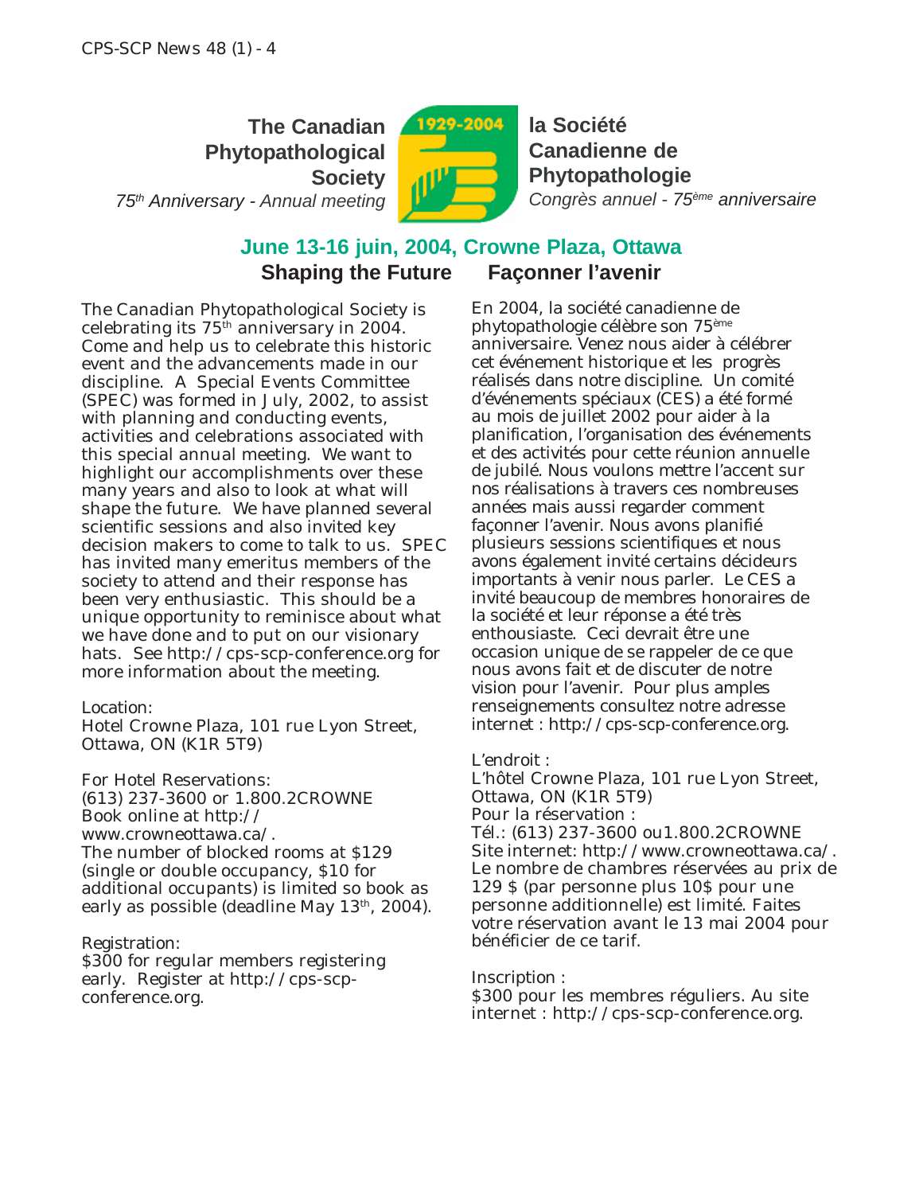**The Canadian Phytopathological Society**

*75th Anniversary - Annual meeting*

**la Société Canadienne de Phytopathologie**

*Congrès annuel - 75ème anniversaire*

1929-2004

## June 13-16 juin, 2004, Crowne Plaza, Ottawa

### Shaping the Future

The Canadian Phytopathological Society is celebrating its 75th anniversary in 2004. Come and help us to celebrate this historic event and the advancements made in our discipline. A Special Events Committee (SPEC) was formed in July, 2002, to assist with planning and conducting events, activities and celebrations associated with this special annual meeting. We want to highlight our accomplishments over these many years and also to look at what will shape the future. We have planned several scientific sessions and also invited key decision makers to come to talk to us. SPEC has invited many emeritus members of the society to attend and their response has been very enthusiastic. This should be a unique opportunity to reminisce about what we have done and to put on our visionary hats. See http://cps-scp-conference.org for more information about the meeting.

Location:
Hotel Crowne Plaza, 101 rue Lyon Street, Ottawa, ON (K1R 5T9)

For Hotel Reservations:
(613) 237-3600 or 1.800.2CROWNE
Book online at http://www.crowneottawa.ca/.
The number of blocked rooms at $129 (single or double occupancy, $10 for additional occupants) is limited so book as early as possible (deadline May 13th, 2004).

Registration:
$300 for regular members registering early. Register at http://cps-scp-conference.org.

### Façonner l'avenir

En 2004, la société canadienne de phytopathologie célèbre son 75ème anniversaire. Venez nous aider à célébrer cet événement historique et les progrès réalisés dans notre discipline. Un comité d'événements spéciaux (CES) a été formé au mois de juillet 2002 pour aider à la planification, l'organisation des événements et des activités pour cette réunion annuelle de jubilé. Nous voulons mettre l'accent sur nos réalisations à travers ces nombreuses années mais aussi regarder comment façonner l'avenir. Nous avons planifié plusieurs sessions scientifiques et nous avons également invité certains décideurs importants à venir nous parler. Le CES a invité beaucoup de membres honoraires de la société et leur réponse a été très enthousiaste. Ceci devrait être une occasion unique de se rappeler de ce que nous avons fait et de discuter de notre vision pour l'avenir. Pour plus amples renseignements consultez notre adresse internet : http://cps-scp-conference.org.

L'endroit :
L'hôtel Crowne Plaza, 101 rue Lyon Street, Ottawa, ON (K1R 5T9)
Pour la réservation :
Tél.: (613) 237-3600 ou1.800.2CROWNE
Site internet: http://www.crowneottawa.ca/.
Le nombre de chambres réservées au prix de 129 $ (par personne plus 10$ pour une personne additionnelle) est limité. Faites votre réservation avant le 13 mai 2004 pour bénéficier de ce tarif.

Inscription :
$300 pour les membres réguliers. Au site internet : http://cps-scp-conference.org.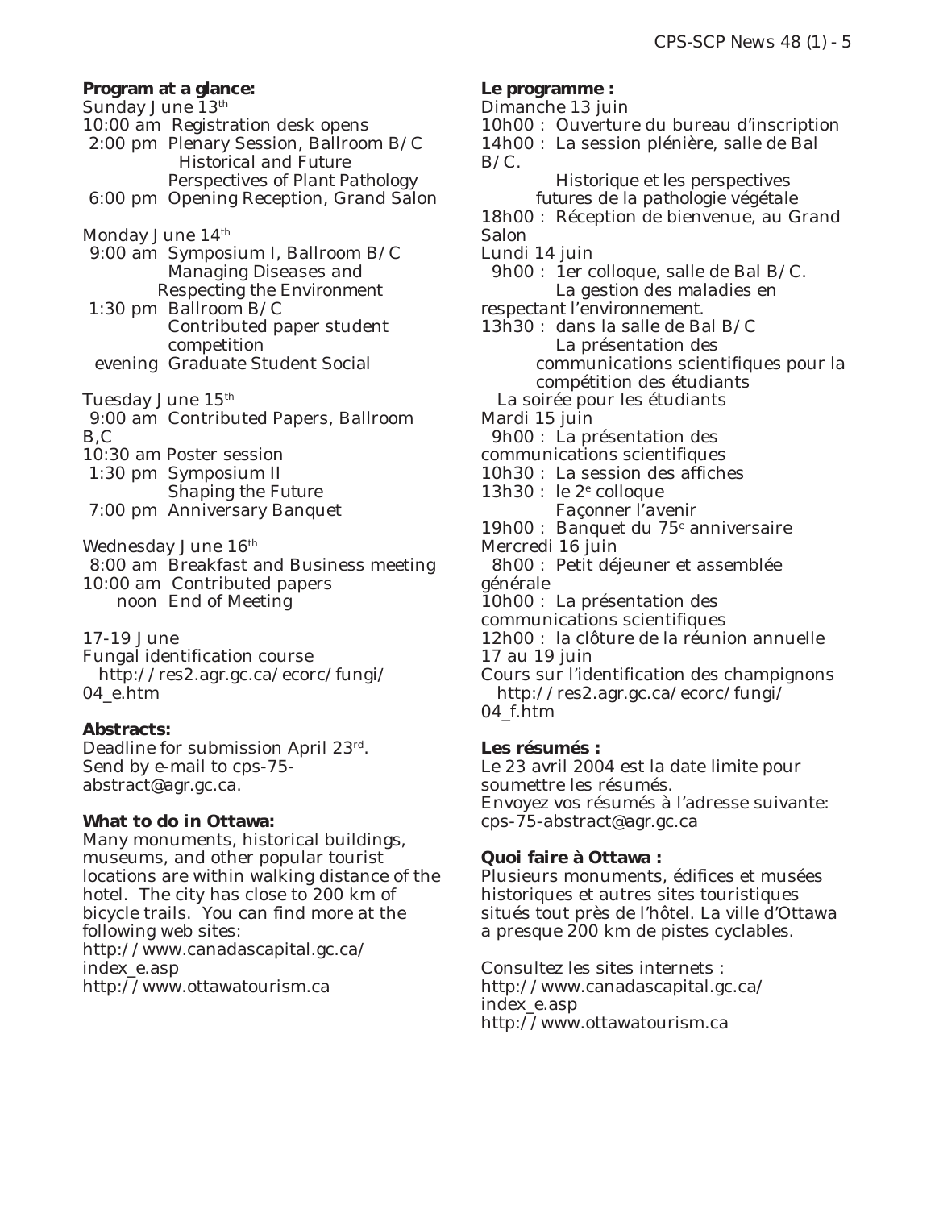**Program at a glance:**

Sunday June 13th
10:00 am Registration desk opens
2:00 pm Plenary Session, Ballroom B/C
Historical and Future Perspectives of Plant Pathology
6:00 pm Opening Reception, Grand Salon

Monday June 14th
9:00 am Symposium I, Ballroom B/C
Managing Diseases and Respecting the Environment
1:30 pm Ballroom B/C
Contributed paper student competition
evening Graduate Student Social

Tuesday June 15th
9:00 am Contributed Papers, Ballroom B,C
10:30 am Poster session
1:30 pm Symposium II
Shaping the Future
7:00 pm Anniversary Banquet

Wednesday June 16th
8:00 am Breakfast and Business meeting
10:00 am Contributed papers
noon End of Meeting

17-19 June
Fungal identification course
http://res2.agr.gc.ca/ecorc/fungi/04_e.htm

**Abstracts:**

Deadline for submission April 23rd.
Send by e-mail to cps-75-abstract@agr.gc.ca.

**What to do in Ottawa:**

Many monuments, historical buildings, museums, and other popular tourist locations are within walking distance of the hotel. The city has close to 200 km of bicycle trails. You can find more at the following web sites:
http://www.canadascapital.gc.ca/index_e.asp
http://www.ottawatourism.ca

**Le programme :**

Dimanche 13 juin
10h00 : Ouverture du bureau d'inscription
14h00 : La session plénière, salle de Bal B/C.
Historique et les perspectives futures de la pathologie végétale
18h00 : Réception de bienvenue, au Grand Salon

Lundi 14 juin
9h00 : 1er colloque, salle de Bal B/C.
La gestion des maladies en respectant l'environnement.
13h30 : dans la salle de Bal B/C
La présentation des communications scientifiques pour la compétition des étudiants
La soirée pour les étudiants

Mardi 15 juin
9h00 : La présentation des communications scientifiques
10h30 : La session des affiches
13h30 : le 2e colloque
Façonner l'avenir
19h00 : Banquet du 75e anniversaire

Mercredi 16 juin
8h00 : Petit déjeuner et assemblée générale
10h00 : La présentation des communications scientifiques
12h00 : la clôture de la réunion annuelle

17 au 19 juin
Cours sur l'identification des champignons
http://res2.agr.gc.ca/ecorc/fungi/04_f.htm

**Les résumés :**

Le 23 avril 2004 est la date limite pour soumettre les résumés.
Envoyez vos résumés à l'adresse suivante: cps-75-abstract@agr.gc.ca

**Quoi faire à Ottawa :**

Plusieurs monuments, édifices et musées historiques et autres sites touristiques situés tout près de l'hôtel. La ville d'Ottawa a presque 200 km de pistes cyclables.

Consultez les sites internets :
http://www.canadascapital.gc.ca/index_e.asp
http://www.ottawatourism.ca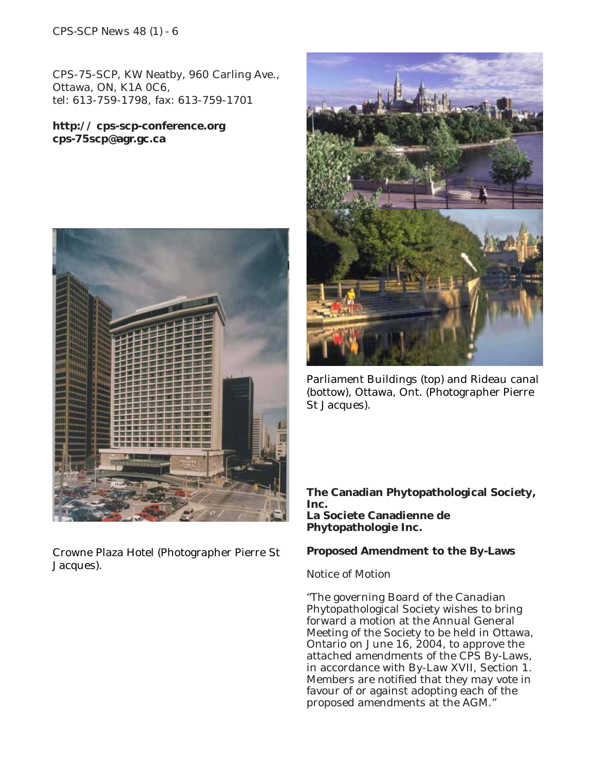CPS-75-SCP, KW Neatby, 960 Carling Ave., Ottawa, ON, K1A 0C6, tel: 613-759-1798, fax: 613-759-1701

**http:// cps-scp-conference.org**
**cps-75scp@agr.gc.ca**

Crowne Plaza Hotel (Photographer Pierre St Jacques).

Parliament Buildings (top) and Rideau canal (bottow), Ottawa, Ont. (Photographer Pierre St Jacques).

**The Canadian Phytopathological Society, Inc.**
**La Societe Canadienne de Phytopathologie Inc.**

**Proposed Amendment to the By-Laws**

Notice of Motion

"The governing Board of the Canadian Phytopathological Society wishes to bring forward a motion at the Annual General Meeting of the Society to be held in Ottawa, Ontario on June 16, 2004, to approve the attached amendments of the CPS By-Laws, in accordance with By-Law XVII, Section 1. Members are notified that they may vote in favour of or against adopting each of the proposed amendments at the AGM."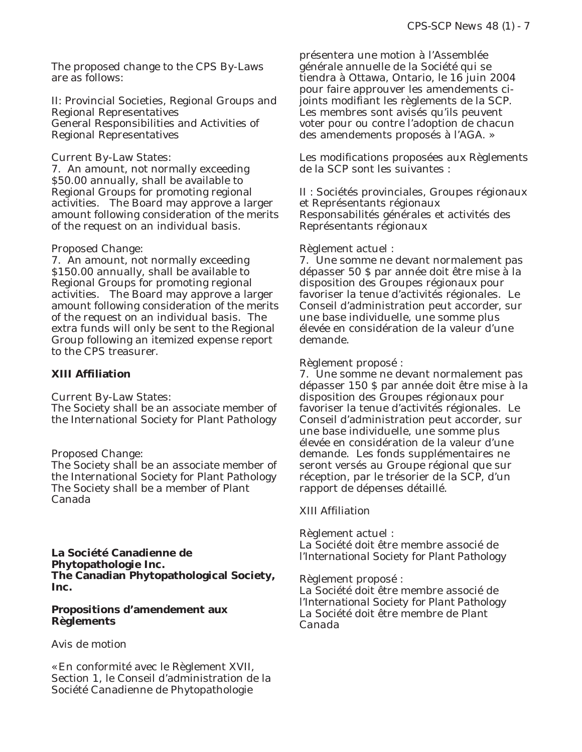The proposed change to the CPS By-Laws are as follows:

II: Provincial Societies, Regional Groups and Regional Representatives
General Responsibilities and Activities of Regional Representatives

Current By-Law States:
7. An amount, not normally exceeding $50.00 annually, shall be available to Regional Groups for promoting regional activities. The Board may approve a larger amount following consideration of the merits of the request on an individual basis.

Proposed Change:
7. An amount, not normally exceeding $150.00 annually, shall be available to Regional Groups for promoting regional activities. The Board may approve a larger amount following consideration of the merits of the request on an individual basis. The extra funds will only be sent to the Regional Group following an itemized expense report to the CPS treasurer.

**XIII Affiliation**

Current By-Law States:
The Society shall be an associate member of the International Society for Plant Pathology

Proposed Change:
The Society shall be an associate member of the International Society for Plant Pathology
The Society shall be a member of Plant Canada

**La Société Canadienne de Phytopathologie Inc.**
**The Canadian Phytopathological Society, Inc.**

**Propositions d'amendement aux Règlements**

Avis de motion

« En conformité avec le Règlement XVII, Section 1, le Conseil d'administration de la Société Canadienne de Phytopathologie présentera une motion à l'Assemblée générale annuelle de la Société qui se tiendra à Ottawa, Ontario, le 16 juin 2004 pour faire approuver les amendements ci-joints modifiant les règlements de la SCP. Les membres sont avisés qu'ils peuvent voter pour ou contre l'adoption de chacun des amendements proposés à l'AGA. »

Les modifications proposées aux Règlements de la SCP sont les suivantes :

II : Sociétés provinciales, Groupes régionaux et Représentants régionaux
Responsabilités générales et activités des Représentants régionaux

Règlement actuel :
7. Une somme ne devant normalement pas dépasser 50 $ par année doit être mise à la disposition des Groupes régionaux pour favoriser la tenue d'activités régionales. Le Conseil d'administration peut accorder, sur une base individuelle, une somme plus élevée en considération de la valeur d'une demande.

Règlement proposé :
7. Une somme ne devant normalement pas dépasser 150 $ par année doit être mise à la disposition des Groupes régionaux pour favoriser la tenue d'activités régionales. Le Conseil d'administration peut accorder, sur une base individuelle, une somme plus élevée en considération de la valeur d'une demande. Les fonds supplémentaires ne seront versés au Groupe régional que sur réception, par le trésorier de la SCP, d'un rapport de dépenses détaillé.

XIII Affiliation

Règlement actuel :
La Société doit être membre associé de l'International Society for Plant Pathology

Règlement proposé :
La Société doit être membre associé de l'International Society for Plant Pathology
La Société doit être membre de Plant Canada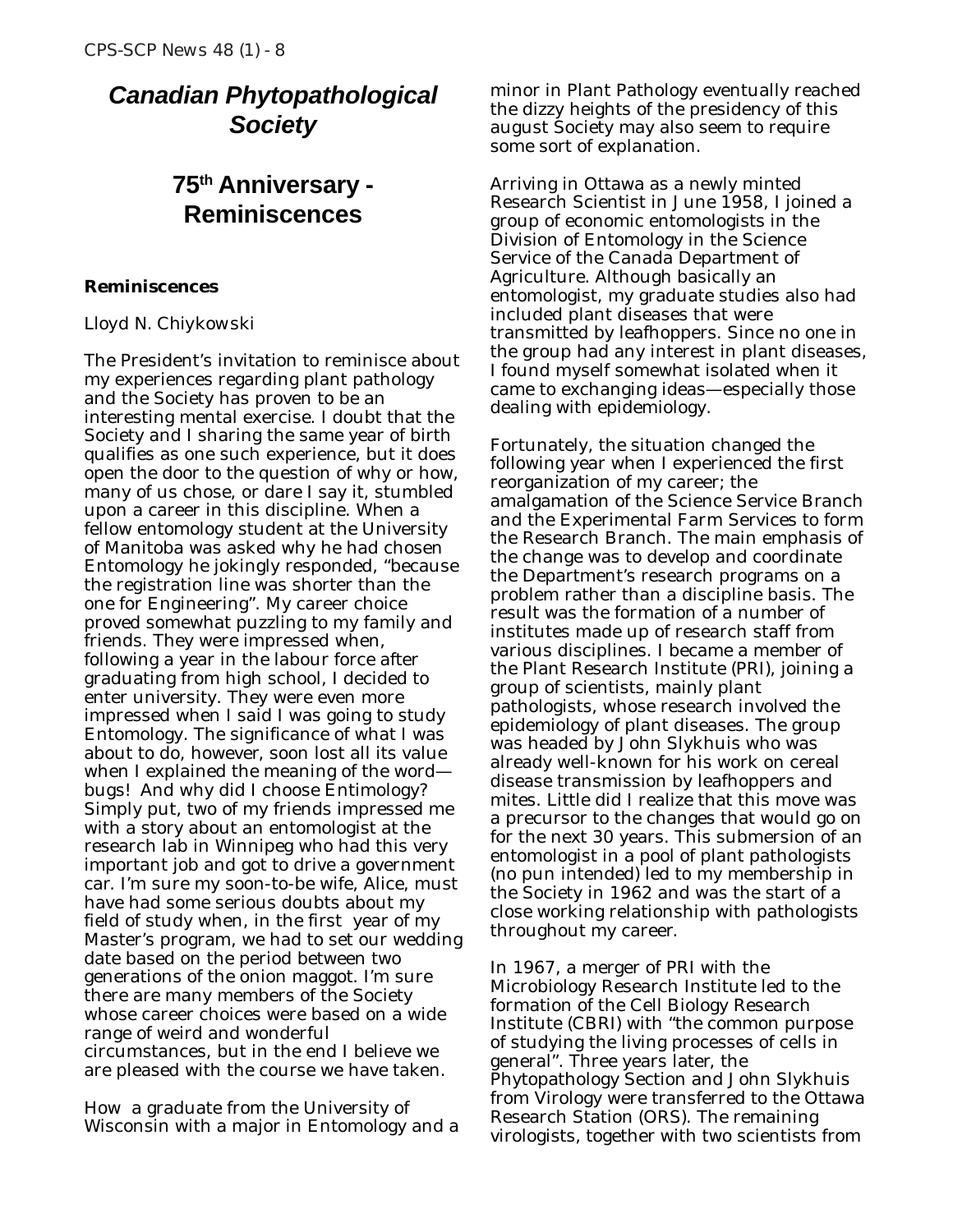# *Canadian Phytopathological Society*

## 75th Anniversary - Reminiscences

### Reminiscences

Lloyd N. Chiykowski

The President's invitation to reminisce about my experiences regarding plant pathology and the Society has proven to be an interesting mental exercise. I doubt that the Society and I sharing the same year of birth qualifies as one such experience, but it does open the door to the question of why or how, many of us chose, or dare I say it, stumbled upon a career in this discipline. When a fellow entomology student at the University of Manitoba was asked why he had chosen Entomology he jokingly responded, "because the registration line was shorter than the one for Engineering". My career choice proved somewhat puzzling to my family and friends. They were impressed when, following a year in the labour force after graduating from high school, I decided to enter university. They were even more impressed when I said I was going to study Entomology. The significance of what I was about to do, however, soon lost all its value when I explained the meaning of the word—bugs! And why did I choose Entimology? Simply put, two of my friends impressed me with a story about an entomologist at the research lab in Winnipeg who had this very important job and got to drive a government car. I'm sure my soon-to-be wife, Alice, must have had some serious doubts about my field of study when, in the first year of my Master's program, we had to set our wedding date based on the period between two generations of the onion maggot. I'm sure there are many members of the Society whose career choices were based on a wide range of weird and wonderful circumstances, but in the end I believe we are pleased with the course we have taken.

How a graduate from the University of Wisconsin with a major in Entomology and a minor in Plant Pathology eventually reached the dizzy heights of the presidency of this august Society may also seem to require some sort of explanation.

Arriving in Ottawa as a newly minted Research Scientist in June 1958, I joined a group of economic entomologists in the Division of Entomology in the Science Service of the Canada Department of Agriculture. Although basically an entomologist, my graduate studies also had included plant diseases that were transmitted by leafhoppers. Since no one in the group had any interest in plant diseases, I found myself somewhat isolated when it came to exchanging ideas—especially those dealing with epidemiology.

Fortunately, the situation changed the following year when I experienced the first reorganization of my career; the amalgamation of the Science Service Branch and the Experimental Farm Services to form the Research Branch. The main emphasis of the change was to develop and coordinate the Department's research programs on a problem rather than a discipline basis. The result was the formation of a number of institutes made up of research staff from various disciplines. I became a member of the Plant Research Institute (PRI), joining a group of scientists, mainly plant pathologists, whose research involved the epidemiology of plant diseases. The group was headed by John Slykhuis who was already well-known for his work on cereal disease transmission by leafhoppers and mites. Little did I realize that this move was a precursor to the changes that would go on for the next 30 years. This submersion of an entomologist in a pool of plant pathologists (no pun intended) led to my membership in the Society in 1962 and was the start of a close working relationship with pathologists throughout my career.

In 1967, a merger of PRI with the Microbiology Research Institute led to the formation of the Cell Biology Research Institute (CBRI) with "the common purpose of studying the living processes of cells in general". Three years later, the Phytopathology Section and John Slykhuis from Virology were transferred to the Ottawa Research Station (ORS). The remaining virologists, together with two scientists from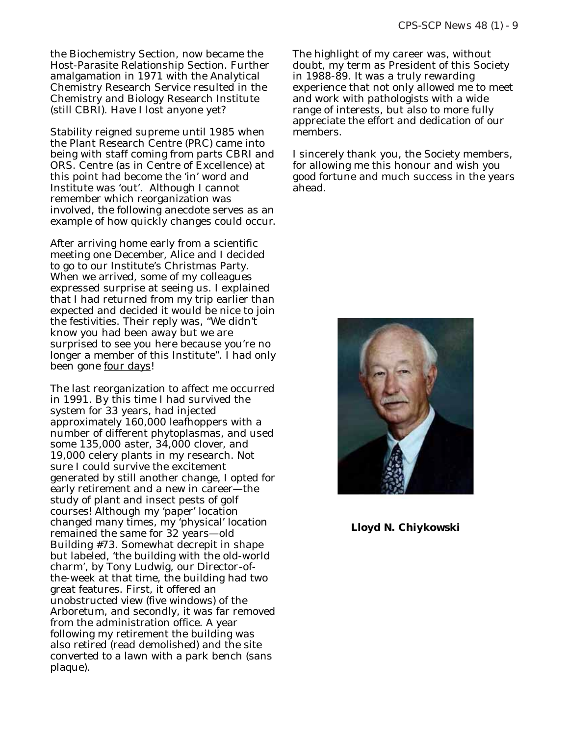the Biochemistry Section, now became the Host-Parasite Relationship Section. Further amalgamation in 1971 with the Analytical Chemistry Research Service resulted in the Chemistry and Biology Research Institute (still CBRI). Have I lost anyone yet?

Stability reigned supreme until 1985 when the Plant Research Centre (PRC) came into being with staff coming from parts CBRI and ORS. Centre (as in Centre of Excellence) at this point had become the 'in' word and Institute was 'out'. Although I cannot remember which reorganization was involved, the following anecdote serves as an example of how quickly changes could occur.

After arriving home early from a scientific meeting one December, Alice and I decided to go to our Institute's Christmas Party. When we arrived, some of my colleagues expressed surprise at seeing us. I explained that I had returned from my trip earlier than expected and decided it would be nice to join the festivities. Their reply was, "We didn't know you had been away but we are surprised to see you here because you're no longer a member of this Institute". I had only been gone four days!

The last reorganization to affect me occurred in 1991. By this time I had survived the system for 33 years, had injected approximately 160,000 leafhoppers with a number of different phytoplasmas, and used some 135,000 aster, 34,000 clover, and 19,000 celery plants in my research. Not sure I could survive the excitement generated by still another change, I opted for early retirement and a new in career—the study of plant and insect pests of golf courses! Although my 'paper' location changed many times, my 'physical' location remained the same for 32 years—old Building #73. Somewhat decrepit in shape but labeled, 'the building with the old-world charm', by Tony Ludwig, our Director-of-the-week at that time, the building had two great features. First, it offered an unobstructed view (five windows) of the Arboretum, and secondly, it was far removed from the administration office. A year following my retirement the building was also retired (read demolished) and the site converted to a lawn with a park bench (sans plaque).

The highlight of my career was, without doubt, my term as President of this Society in 1988-89. It was a truly rewarding experience that not only allowed me to meet and work with pathologists with a wide range of interests, but also to more fully appreciate the effort and dedication of our members.

I sincerely thank you, the Society members, for allowing me this honour and wish you good fortune and much success in the years ahead.

**Lloyd N. Chiykowski**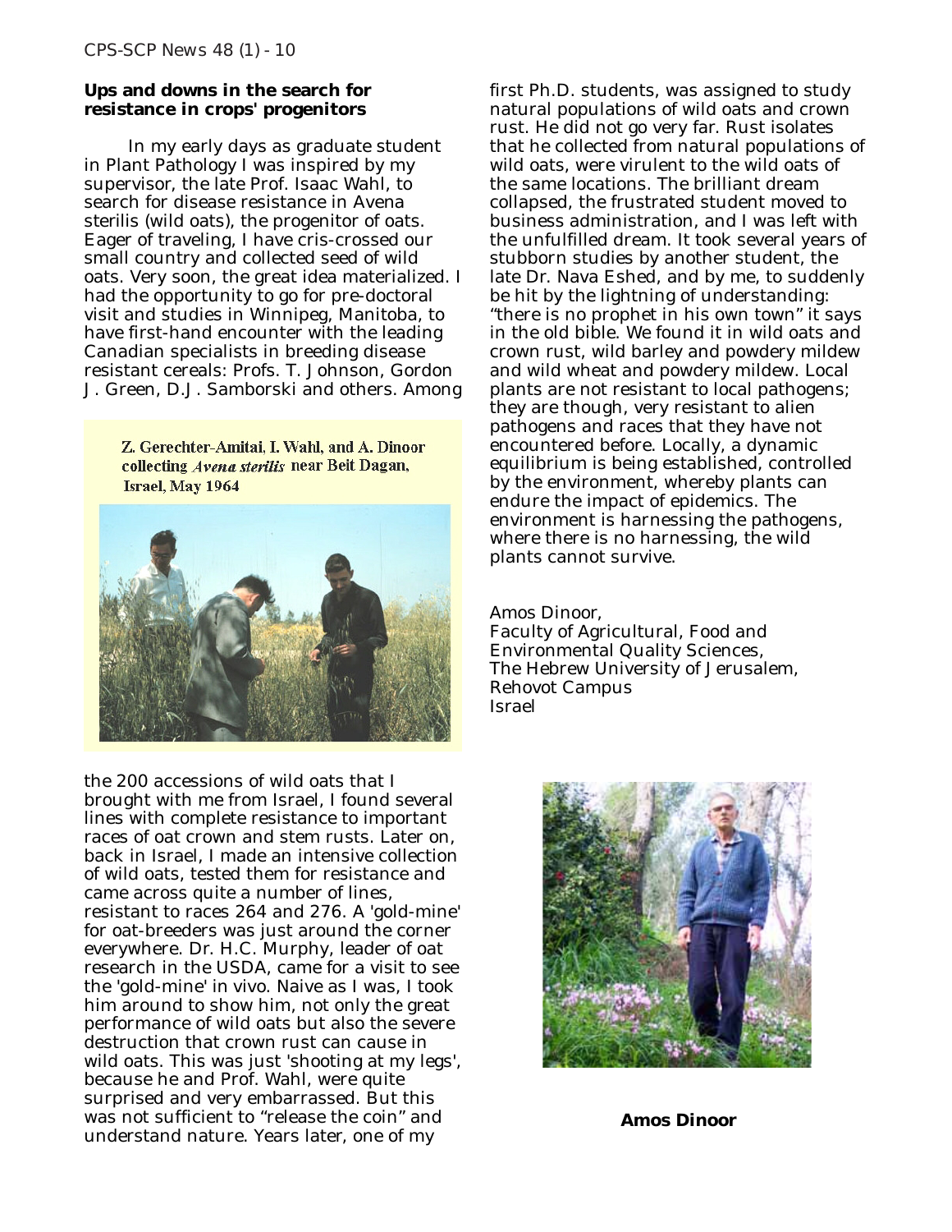### Ups and downs in the search for resistance in crops' progenitors

In my early days as graduate student in Plant Pathology I was inspired by my supervisor, the late Prof. Isaac Wahl, to search for disease resistance in Avena sterilis (wild oats), the progenitor of oats. Eager of traveling, I have cris-crossed our small country and collected seed of wild oats. Very soon, the great idea materialized. I had the opportunity to go for pre-doctoral visit and studies in Winnipeg, Manitoba, to have first-hand encounter with the leading Canadian specialists in breeding disease resistant cereals: Profs. T. Johnson, Gordon J. Green, D.J. Samborski and others. Among the 200 accessions of wild oats that I brought with me from Israel, I found several lines with complete resistance to important races of oat crown and stem rusts. Later on, back in Israel, I made an intensive collection of wild oats, tested them for resistance and came across quite a number of lines, resistant to races 264 and 276. A 'gold-mine' for oat-breeders was just around the corner everywhere. Dr. H.C. Murphy, leader of oat research in the USDA, came for a visit to see the 'gold-mine' in vivo. Naive as I was, I took him around to show him, not only the great performance of wild oats but also the severe destruction that crown rust can cause in wild oats. This was just 'shooting at my legs', because he and Prof. Wahl, were quite surprised and very embarrassed. But this was not sufficient to "release the coin" and understand nature. Years later, one of my first Ph.D. students, was assigned to study natural populations of wild oats and crown rust. He did not go very far. Rust isolates that he collected from natural populations of wild oats, were virulent to the wild oats of the same locations. The brilliant dream collapsed, the frustrated student moved to business administration, and I was left with the unfulfilled dream. It took several years of stubborn studies by another student, the late Dr. Nava Eshed, and by me, to suddenly be hit by the lightning of understanding: "there is no prophet in his own town" it says in the old bible. We found it in wild oats and crown rust, wild barley and powdery mildew and wild wheat and powdery mildew. Local plants are not resistant to local pathogens; they are though, very resistant to alien pathogens and races that they have not encountered before. Locally, a dynamic equilibrium is being established, controlled by the environment, whereby plants can endure the impact of epidemics. The environment is harnessing the pathogens, where there is no harnessing, the wild plants cannot survive.

Z. Gerechter-Amitai, I. Wahl, and A. Dinoor collecting *Avena sterilis* near Beit Dagan, Israel, May 1964

Amos Dinoor,
Faculty of Agricultural, Food and Environmental Quality Sciences,
The Hebrew University of Jerusalem,
Rehovot Campus
Israel

**Amos Dinoor**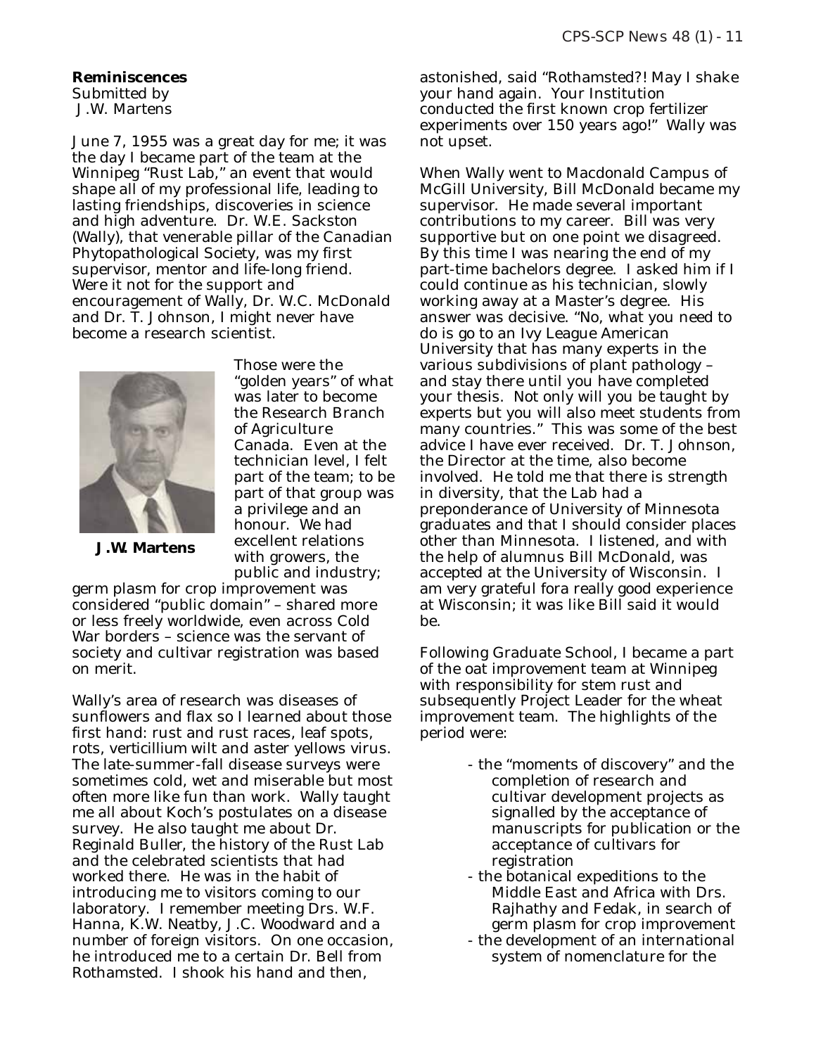**Reminiscences**
Submitted by
J.W. Martens

June 7, 1955 was a great day for me; it was the day I became part of the team at the Winnipeg "Rust Lab," an event that would shape all of my professional life, leading to lasting friendships, discoveries in science and high adventure. Dr. W.E. Sackston (Wally), that venerable pillar of the Canadian Phytopathological Society, was my first supervisor, mentor and life-long friend. Were it not for the support and encouragement of Wally, Dr. W.C. McDonald and Dr. T. Johnson, I might never have become a research scientist.

**J.W. Martens**

Those were the "golden years" of what was later to become the Research Branch of Agriculture Canada. Even at the technician level, I felt part of the team; to be part of that group was a privilege and an honour. We had excellent relations with growers, the public and industry; germ plasm for crop improvement was considered "public domain" – shared more or less freely worldwide, even across Cold War borders – science was the servant of society and cultivar registration was based on merit.

Wally's area of research was diseases of sunflowers and flax so I learned about those first hand: rust and rust races, leaf spots, rots, verticillium wilt and aster yellows virus. The late-summer-fall disease surveys were sometimes cold, wet and miserable but most often more like fun than work. Wally taught me all about Koch's postulates on a disease survey. He also taught me about Dr. Reginald Buller, the history of the Rust Lab and the celebrated scientists that had worked there. He was in the habit of introducing me to visitors coming to our laboratory. I remember meeting Drs. W.F. Hanna, K.W. Neatby, J.C. Woodward and a number of foreign visitors. On one occasion, he introduced me to a certain Dr. Bell from Rothamsted. I shook his hand and then, astonished, said "Rothamsted?! May I shake your hand again. Your Institution conducted the first known crop fertilizer experiments over 150 years ago!" Wally was not upset.

When Wally went to Macdonald Campus of McGill University, Bill McDonald became my supervisor. He made several important contributions to my career. Bill was very supportive but on one point we disagreed. By this time I was nearing the end of my part-time bachelors degree. I asked him if I could continue as his technician, slowly working away at a Master's degree. His answer was decisive. "No, what you need to do is go to an Ivy League American University that has many experts in the various subdivisions of plant pathology – and stay there until you have completed your thesis. Not only will you be taught by experts but you will also meet students from many countries." This was some of the best advice I have ever received. Dr. T. Johnson, the Director at the time, also become involved. He told me that there is strength in diversity, that the Lab had a preponderance of University of Minnesota graduates and that I should consider places other than Minnesota. I listened, and with the help of alumnus Bill McDonald, was accepted at the University of Wisconsin. I am very grateful fora really good experience at Wisconsin; it was like Bill said it would be.

Following Graduate School, I became a part of the oat improvement team at Winnipeg with responsibility for stem rust and subsequently Project Leader for the wheat improvement team. The highlights of the period were:

- the "moments of discovery" and the completion of research and cultivar development projects as signalled by the acceptance of manuscripts for publication or the acceptance of cultivars for registration
- the botanical expeditions to the Middle East and Africa with Drs. Rajhathy and Fedak, in search of germ plasm for crop improvement
- the development of an international system of nomenclature for the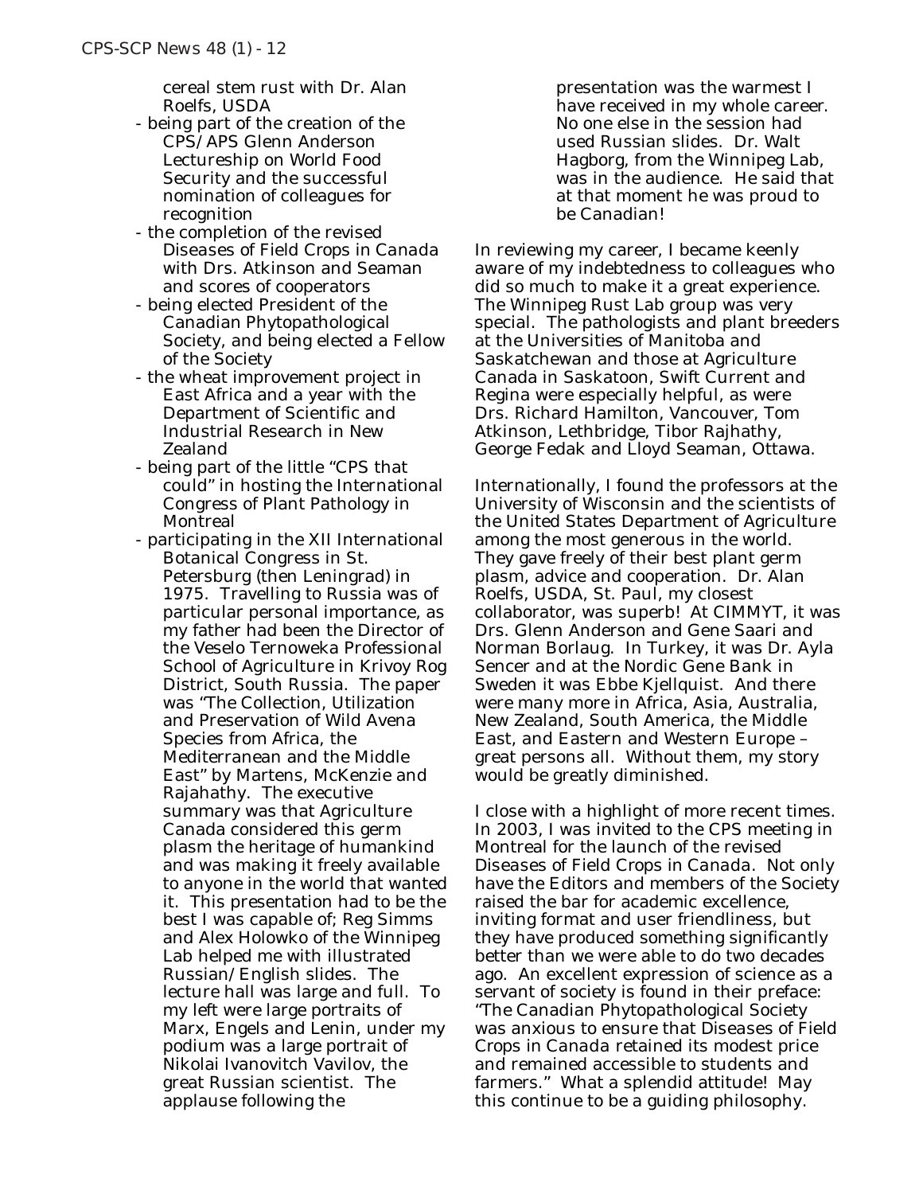cereal stem rust with Dr. Alan Roelfs, USDA

- being part of the creation of the CPS/APS Glenn Anderson Lectureship on World Food Security and the successful nomination of colleagues for recognition
- the completion of the revised *Diseases of Field Crops in Canada* with Drs. Atkinson and Seaman and scores of cooperators
- being elected President of the Canadian Phytopathological Society, and being elected a Fellow of the Society
- the wheat improvement project in East Africa and a year with the Department of Scientific and Industrial Research in New Zealand
- being part of the little "CPS that could" in hosting the International Congress of Plant Pathology in Montreal
- participating in the XII International Botanical Congress in St. Petersburg (then Leningrad) in 1975. Travelling to Russia was of particular personal importance, as my father had been the Director of the Veselo Ternoweka Professional School of Agriculture in Krivoy Rog District, South Russia. The paper was "The Collection, Utilization and Preservation of Wild Avena Species from Africa, the Mediterranean and the Middle East" by Martens, McKenzie and Rajahathy. The executive summary was that Agriculture Canada considered this germ plasm the heritage of humankind and was making it freely available to anyone in the world that wanted it. This presentation had to be the best I was capable of; Reg Simms and Alex Holowko of the Winnipeg Lab helped me with illustrated Russian/English slides. The lecture hall was large and full. To my left were large portraits of Marx, Engels and Lenin, under my podium was a large portrait of Nikolai Ivanovitch Vavilov, the great Russian scientist. The applause following the presentation was the warmest I have received in my whole career. No one else in the session had used Russian slides. Dr. Walt Hagborg, from the Winnipeg Lab, was in the audience. He said that at that moment he was proud to be Canadian!

In reviewing my career, I became keenly aware of my indebtedness to colleagues who did so much to make it a great experience. The Winnipeg Rust Lab group was very special. The pathologists and plant breeders at the Universities of Manitoba and Saskatchewan and those at Agriculture Canada in Saskatoon, Swift Current and Regina were especially helpful, as were Drs. Richard Hamilton, Vancouver, Tom Atkinson, Lethbridge, Tibor Rajhathy, George Fedak and Lloyd Seaman, Ottawa.

Internationally, I found the professors at the University of Wisconsin and the scientists of the United States Department of Agriculture among the most generous in the world. They gave freely of their best plant germ plasm, advice and cooperation. Dr. Alan Roelfs, USDA, St. Paul, my closest collaborator, was superb! At CIMMYT, it was Drs. Glenn Anderson and Gene Saari and Norman Borlaug. In Turkey, it was Dr. Ayla Sencer and at the Nordic Gene Bank in Sweden it was Ebbe Kjellquist. And there were many more in Africa, Asia, Australia, New Zealand, South America, the Middle East, and Eastern and Western Europe – great persons all. Without them, my story would be greatly diminished.

I close with a highlight of more recent times. In 2003, I was invited to the CPS meeting in Montreal for the launch of the revised *Diseases of Field Crops in Canada*. Not only have the Editors and members of the Society raised the bar for academic excellence, inviting format and user friendliness, but they have produced something significantly better than we were able to do two decades ago. An excellent expression of science as a servant of society is found in their preface: "The Canadian Phytopathological Society was anxious to ensure that *Diseases of Field Crops in Canada* retained its modest price and remained accessible to students and farmers." What a splendid attitude! May this continue to be a guiding philosophy.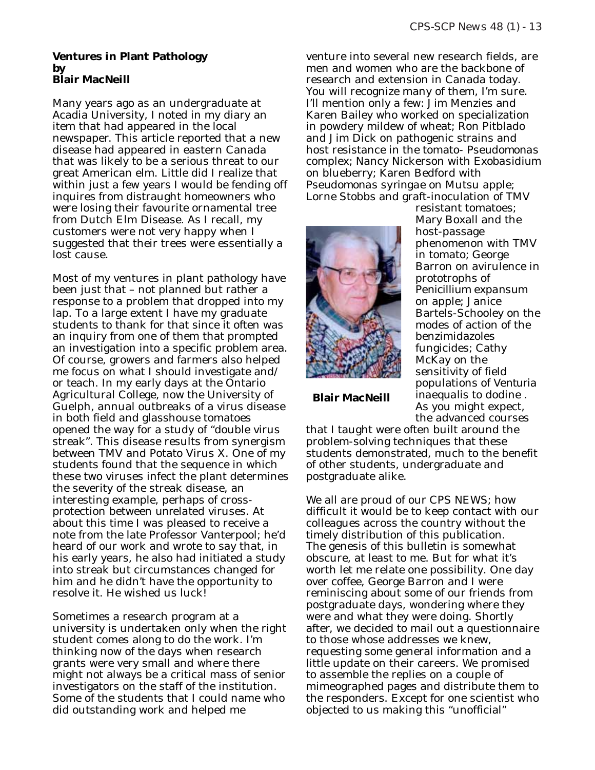**Ventures in Plant Pathology**
**by**
**Blair MacNeill**

Many years ago as an undergraduate at Acadia University, I noted in my diary an item that had appeared in the local newspaper. This article reported that a new disease had appeared in eastern Canada that was likely to be a serious threat to our great American elm. Little did I realize that within just a few years I would be fending off inquires from distraught homeowners who were losing their favourite ornamental tree from Dutch Elm Disease. As I recall, my customers were not very happy when I suggested that their trees were essentially a lost cause.

Most of my ventures in plant pathology have been just that – not planned but rather a response to a problem that dropped into my lap. To a large extent I have my graduate students to thank for that since it often was an inquiry from one of them that prompted an investigation into a specific problem area. Of course, growers and farmers also helped me focus on what I should investigate and/or teach. In my early days at the Ontario Agricultural College, now the University of Guelph, annual outbreaks of a virus disease in both field and glasshouse tomatoes opened the way for a study of "double virus streak". This disease results from synergism between TMV and Potato Virus X. One of my students found that the sequence in which these two viruses infect the plant determines the severity of the streak disease, an interesting example, perhaps of cross-protection between unrelated viruses. At about this time I was pleased to receive a note from the late Professor Vanterpool; he'd heard of our work and wrote to say that, in his early years, he also had initiated a study into streak but circumstances changed for him and he didn't have the opportunity to resolve it. He wished us luck!

Sometimes a research program at a university is undertaken only when the right student comes along to do the work. I'm thinking now of the days when research grants were very small and where there might not always be a critical mass of senior investigators on the staff of the institution. Some of the students that I could name who did outstanding work and helped me venture into several new research fields, are men and women who are the backbone of research and extension in Canada today. You will recognize many of them, I'm sure. I'll mention only a few: Jim Menzies and Karen Bailey who worked on specialization in powdery mildew of wheat; Ron Pitblado and Jim Dick on pathogenic strains and host resistance in the tomato- *Pseudomonas* complex; Nancy Nickerson with *Exobasidium* on blueberry; Karen Bedford with *Pseudomonas syringae* on Mutsu apple; Lorne Stobbs and graft-inoculation of TMV resistant tomatoes; Mary Boxall and the host-passage phenomenon with TMV in tomato; George Barron on avirulence in prototrophs of *Penicillium expansum* on apple; Janice Bartels-Schooley on the modes of action of the benzimidazoles fungicides; Cathy McKay on the sensitivity of field populations of *Venturia inaequalis* to dodine . As you might expect, the advanced courses that I taught were often built around the problem-solving techniques that these students demonstrated, much to the benefit of other students, undergraduate and postgraduate alike.

**Blair MacNeill**

We all are proud of our CPS NEWS; how difficult it would be to keep contact with our colleagues across the country without the timely distribution of this publication. The genesis of this bulletin is somewhat obscure, at least to me. But for what it's worth let me relate one possibility. One day over coffee, George Barron and I were reminiscing about some of our friends from postgraduate days, wondering where they were and what they were doing. Shortly after, we decided to mail out a questionnaire to those whose addresses we knew, requesting some general information and a little update on their careers. We promised to assemble the replies on a couple of mimeographed pages and distribute them to the responders. Except for one scientist who objected to us making this "unofficial"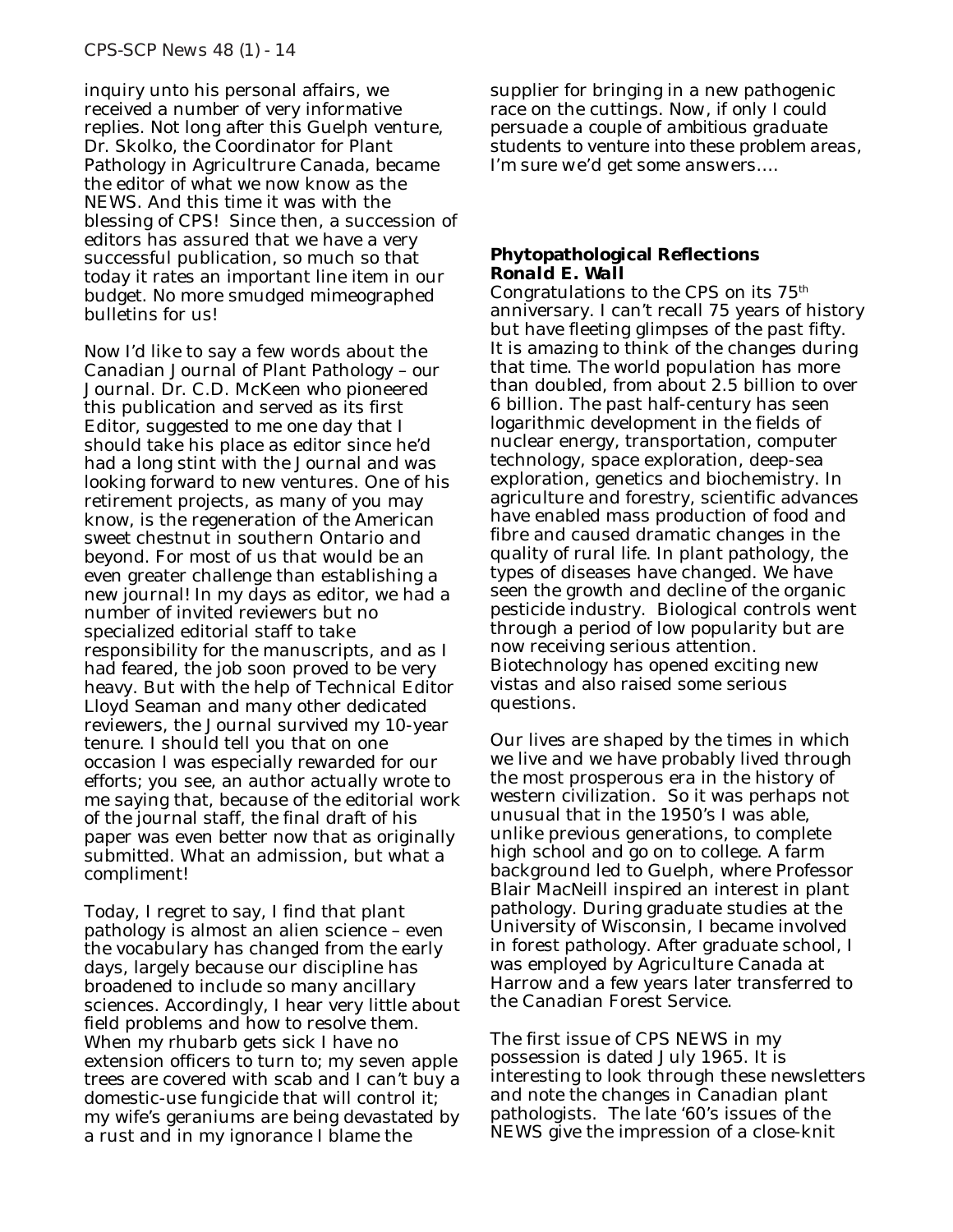inquiry unto his personal affairs, we received a number of very informative replies. Not long after this Guelph venture, Dr. Skolko, the Coordinator for Plant Pathology in Agricultrure Canada, became the editor of what we now know as the NEWS. And this time it was with the blessing of CPS! Since then, a succession of editors has assured that we have a very successful publication, so much so that today it rates an important line item in our budget. No more smudged mimeographed bulletins for us!

Now I'd like to say a few words about the Canadian Journal of Plant Pathology – our Journal. Dr. C.D. McKeen who pioneered this publication and served as its first Editor, suggested to me one day that I should take his place as editor since he'd had a long stint with the Journal and was looking forward to new ventures. One of his retirement projects, as many of you may know, is the regeneration of the American sweet chestnut in southern Ontario and beyond. For most of us that would be an even greater challenge than establishing a new journal! In my days as editor, we had a number of invited reviewers but no specialized editorial staff to take responsibility for the manuscripts, and as I had feared, the job soon proved to be very heavy. But with the help of Technical Editor Lloyd Seaman and many other dedicated reviewers, the Journal survived my 10-year tenure. I should tell you that on one occasion I was especially rewarded for our efforts; you see, an author actually wrote to me saying that, because of the editorial work of the journal staff, the final draft of his paper was even better now that as originally submitted. What an admission, but what a compliment!

Today, I regret to say, I find that plant pathology is almost an alien science – even the vocabulary has changed from the early days, largely because our discipline has broadened to include so many ancillary sciences. Accordingly, I hear very little about field problems and how to resolve them. When my rhubarb gets sick I have no extension officers to turn to; my seven apple trees are covered with scab and I can't buy a domestic-use fungicide that will control it; my wife's geraniums are being devastated by a rust and in my ignorance I blame the supplier for bringing in a new pathogenic race on the cuttings. Now, if only I could persuade a couple of ambitious graduate students to venture into these problem areas, I'm sure we'd get some answers….

## Phytopathological Reflections

***Ronald E. Wall***

Congratulations to the CPS on its 75th anniversary. I can't recall 75 years of history but have fleeting glimpses of the past fifty. It is amazing to think of the changes during that time. The world population has more than doubled, from about 2.5 billion to over 6 billion. The past half-century has seen logarithmic development in the fields of nuclear energy, transportation, computer technology, space exploration, deep-sea exploration, genetics and biochemistry. In agriculture and forestry, scientific advances have enabled mass production of food and fibre and caused dramatic changes in the quality of rural life. In plant pathology, the types of diseases have changed. We have seen the growth and decline of the organic pesticide industry. Biological controls went through a period of low popularity but are now receiving serious attention. Biotechnology has opened exciting new vistas and also raised some serious questions.

Our lives are shaped by the times in which we live and we have probably lived through the most prosperous era in the history of western civilization. So it was perhaps not unusual that in the 1950's I was able, unlike previous generations, to complete high school and go on to college. A farm background led to Guelph, where Professor Blair MacNeill inspired an interest in plant pathology. During graduate studies at the University of Wisconsin, I became involved in forest pathology. After graduate school, I was employed by Agriculture Canada at Harrow and a few years later transferred to the Canadian Forest Service.

The first issue of CPS NEWS in my possession is dated July 1965. It is interesting to look through these newsletters and note the changes in Canadian plant pathologists. The late '60's issues of the NEWS give the impression of a close-knit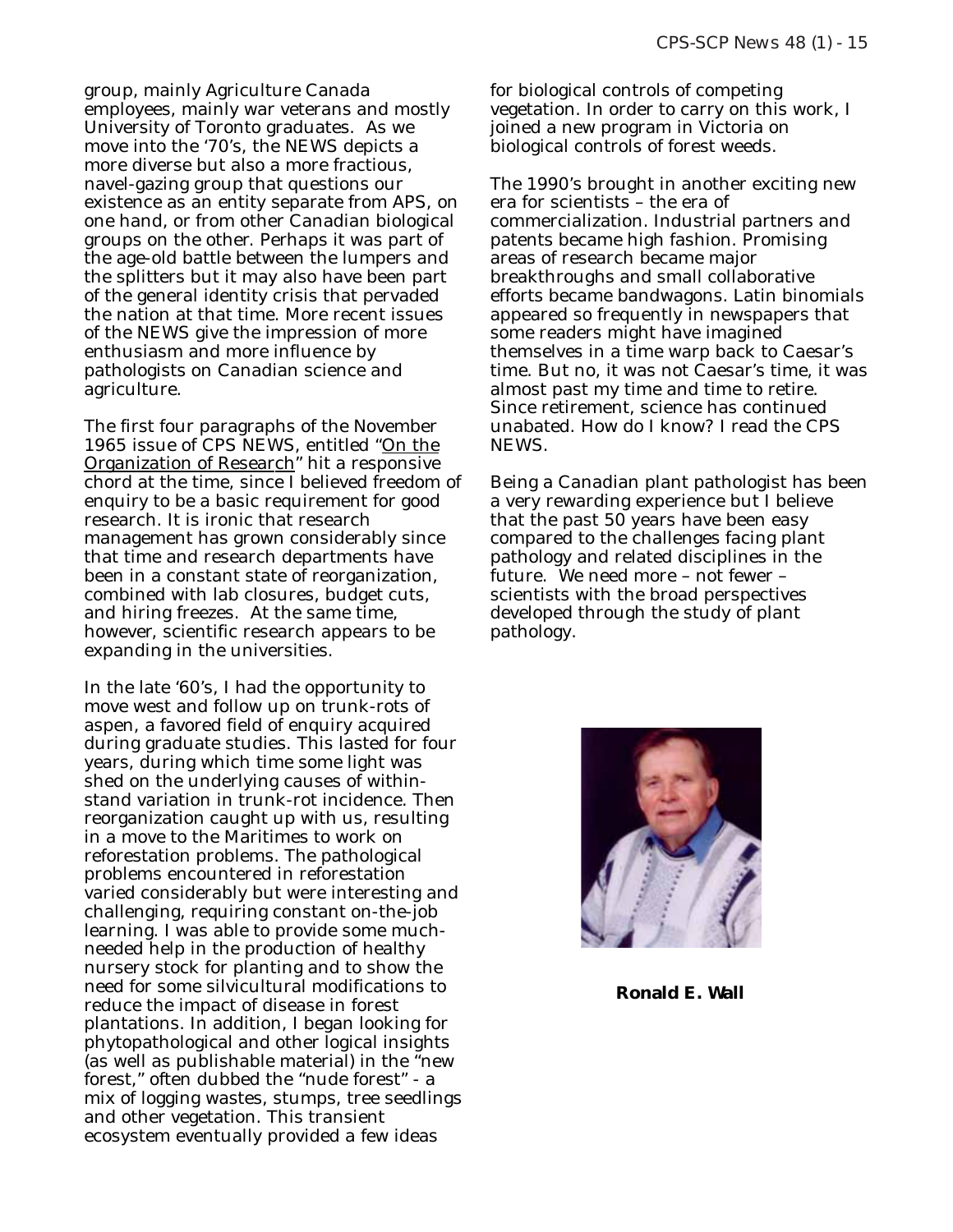group, mainly Agriculture Canada employees, mainly war veterans and mostly University of Toronto graduates. As we move into the '70's, the NEWS depicts a more diverse but also a more fractious, navel-gazing group that questions our existence as an entity separate from APS, on one hand, or from other Canadian biological groups on the other. Perhaps it was part of the age-old battle between the lumpers and the splitters but it may also have been part of the general identity crisis that pervaded the nation at that time. More recent issues of the NEWS give the impression of more enthusiasm and more influence by pathologists on Canadian science and agriculture.

The first four paragraphs of the November 1965 issue of CPS NEWS, entitled "On the Organization of Research" hit a responsive chord at the time, since I believed freedom of enquiry to be a basic requirement for good research. It is ironic that research management has grown considerably since that time and research departments have been in a constant state of reorganization, combined with lab closures, budget cuts, and hiring freezes. At the same time, however, scientific research appears to be expanding in the universities.

In the late '60's, I had the opportunity to move west and follow up on trunk-rots of aspen, a favored field of enquiry acquired during graduate studies. This lasted for four years, during which time some light was shed on the underlying causes of within-stand variation in trunk-rot incidence. Then reorganization caught up with us, resulting in a move to the Maritimes to work on reforestation problems. The pathological problems encountered in reforestation varied considerably but were interesting and challenging, requiring constant on-the-job learning. I was able to provide some much-needed help in the production of healthy nursery stock for planting and to show the need for some silvicultural modifications to reduce the impact of disease in forest plantations. In addition, I began looking for phytopathological and other logical insights (as well as publishable material) in the "new forest," often dubbed the "nude forest" - a mix of logging wastes, stumps, tree seedlings and other vegetation. This transient ecosystem eventually provided a few ideas for biological controls of competing vegetation. In order to carry on this work, I joined a new program in Victoria on biological controls of forest weeds.

The 1990's brought in another exciting new era for scientists – the era of commercialization. Industrial partners and patents became high fashion. Promising areas of research became major breakthroughs and small collaborative efforts became bandwagons. Latin binomials appeared so frequently in newspapers that some readers might have imagined themselves in a time warp back to Caesar's time. But no, it was not Caesar's time, it was almost past my time and time to retire. Since retirement, science has continued unabated. How do I know? I read the CPS NEWS.

Being a Canadian plant pathologist has been a very rewarding experience but I believe that the past 50 years have been easy compared to the challenges facing plant pathology and related disciplines in the future. We need more – not fewer – scientists with the broad perspectives developed through the study of plant pathology.

**Ronald E. Wall**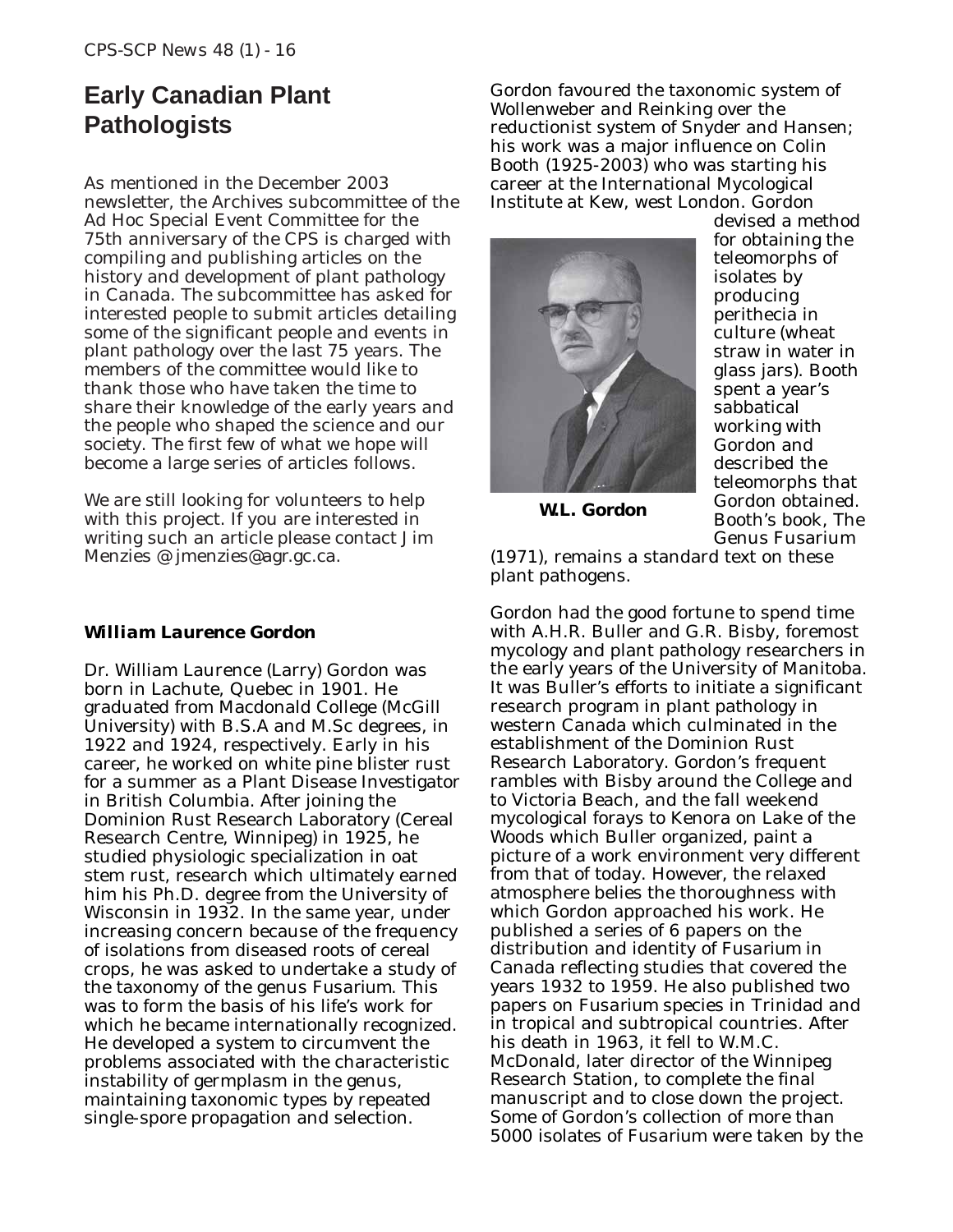# Early Canadian Plant Pathologists

As mentioned in the December 2003 newsletter, the Archives subcommittee of the Ad Hoc Special Event Committee for the 75th anniversary of the CPS is charged with compiling and publishing articles on the history and development of plant pathology in Canada. The subcommittee has asked for interested people to submit articles detailing some of the significant people and events in plant pathology over the last 75 years. The members of the committee would like to thank those who have taken the time to share their knowledge of the early years and the people who shaped the science and our society. The first few of what we hope will become a large series of articles follows.

We are still looking for volunteers to help with this project. If you are interested in writing such an article please contact Jim Menzies @ jmenzies@agr.gc.ca.

### *William Laurence Gordon*

Dr. William Laurence (Larry) Gordon was born in Lachute, Quebec in 1901. He graduated from Macdonald College (McGill University) with B.S.A and M.Sc degrees, in 1922 and 1924, respectively. Early in his career, he worked on white pine blister rust for a summer as a Plant Disease Investigator in British Columbia. After joining the Dominion Rust Research Laboratory (Cereal Research Centre, Winnipeg) in 1925, he studied physiologic specialization in oat stem rust, research which ultimately earned him his Ph.D. degree from the University of Wisconsin in 1932. In the same year, under increasing concern because of the frequency of isolations from diseased roots of cereal crops, he was asked to undertake a study of the taxonomy of the genus *Fusarium*. This was to form the basis of his life's work for which he became internationally recognized. He developed a system to circumvent the problems associated with the characteristic instability of germplasm in the genus, maintaining taxonomic types by repeated single-spore propagation and selection.

Gordon favoured the taxonomic system of Wollenweber and Reinking over the reductionist system of Snyder and Hansen; his work was a major influence on Colin Booth (1925-2003) who was starting his career at the International Mycological Institute at Kew, west London. Gordon devised a method for obtaining the teleomorphs of isolates by producing perithecia in culture (wheat straw in water in glass jars). Booth spent a year's sabbatical working with Gordon and described the teleomorphs that Gordon obtained. Booth's book, The Genus *Fusarium* (1971), remains a standard text on these plant pathogens.

**W.L. Gordon**

Gordon had the good fortune to spend time with A.H.R. Buller and G.R. Bisby, foremost mycology and plant pathology researchers in the early years of the University of Manitoba. It was Buller's efforts to initiate a significant research program in plant pathology in western Canada which culminated in the establishment of the Dominion Rust Research Laboratory. Gordon's frequent rambles with Bisby around the College and to Victoria Beach, and the fall weekend mycological forays to Kenora on Lake of the Woods which Buller organized, paint a picture of a work environment very different from that of today. However, the relaxed atmosphere belies the thoroughness with which Gordon approached his work. He published a series of 6 papers on the distribution and identity of *Fusarium* in Canada reflecting studies that covered the years 1932 to 1959. He also published two papers on *Fusarium* species in Trinidad and in tropical and subtropical countries. After his death in 1963, it fell to W.M.C. McDonald, later director of the Winnipeg Research Station, to complete the final manuscript and to close down the project. Some of Gordon's collection of more than 5000 isolates of *Fusarium* were taken by the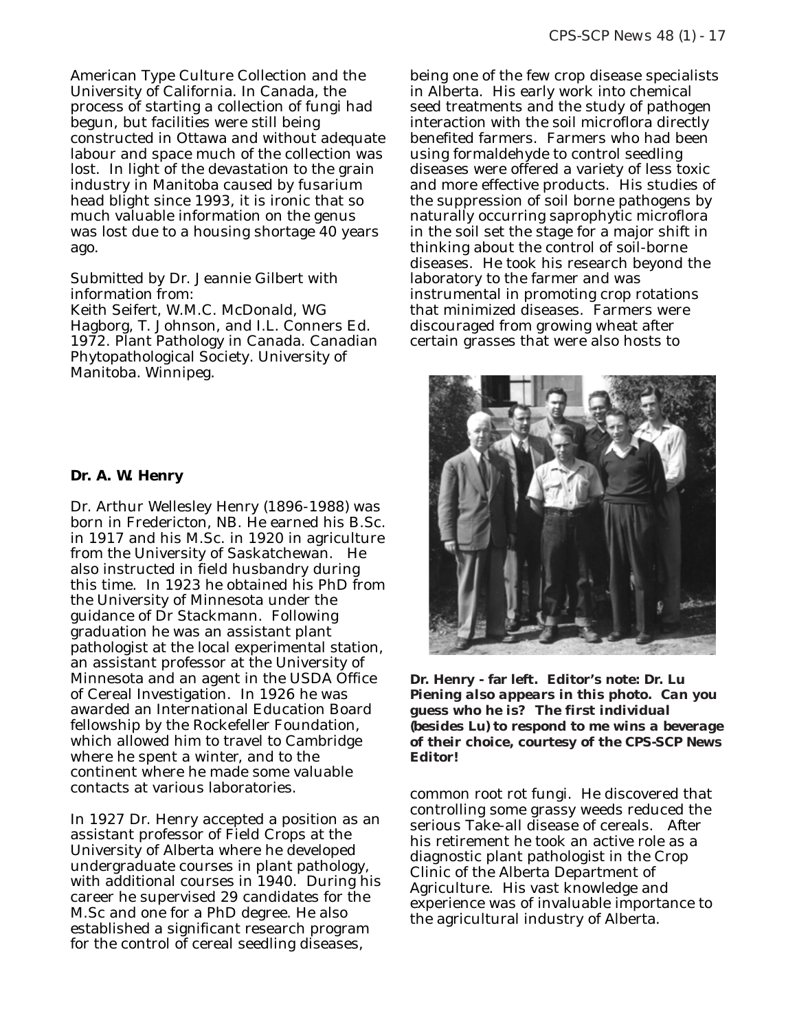American Type Culture Collection and the University of California. In Canada, the process of starting a collection of fungi had begun, but facilities were still being constructed in Ottawa and without adequate labour and space much of the collection was lost. In light of the devastation to the grain industry in Manitoba caused by fusarium head blight since 1993, it is ironic that so much valuable information on the genus was lost due to a housing shortage 40 years ago.

Submitted by Dr. Jeannie Gilbert with information from:
Keith Seifert, W.M.C. McDonald, WG Hagborg, T. Johnson, and I.L. Conners Ed. 1972. Plant Pathology in Canada. Canadian Phytopathological Society. University of Manitoba. Winnipeg.

**Dr. A. W. Henry**

Dr. Arthur Wellesley Henry (1896-1988) was born in Fredericton, NB. He earned his B.Sc. in 1917 and his M.Sc. in 1920 in agriculture from the University of Saskatchewan. He also instructed in field husbandry during this time. In 1923 he obtained his PhD from the University of Minnesota under the guidance of Dr Stackmann. Following graduation he was an assistant plant pathologist at the local experimental station, an assistant professor at the University of Minnesota and an agent in the USDA Office of Cereal Investigation. In 1926 he was awarded an International Education Board fellowship by the Rockefeller Foundation, which allowed him to travel to Cambridge where he spent a winter, and to the continent where he made some valuable contacts at various laboratories.

In 1927 Dr. Henry accepted a position as an assistant professor of Field Crops at the University of Alberta where he developed undergraduate courses in plant pathology, with additional courses in 1940. During his career he supervised 29 candidates for the M.Sc and one for a PhD degree. He also established a significant research program for the control of cereal seedling diseases, being one of the few crop disease specialists in Alberta. His early work into chemical seed treatments and the study of pathogen interaction with the soil microflora directly benefited farmers. Farmers who had been using formaldehyde to control seedling diseases were offered a variety of less toxic and more effective products. His studies of the suppression of soil borne pathogens by naturally occurring saprophytic microflora in the soil set the stage for a major shift in thinking about the control of soil-borne diseases. He took his research beyond the laboratory to the farmer and was instrumental in promoting crop rotations that minimized diseases. Farmers were discouraged from growing wheat after certain grasses that were also hosts to common root rot fungi. He discovered that controlling some grassy weeds reduced the serious Take-all disease of cereals. After his retirement he took an active role as a diagnostic plant pathologist in the Crop Clinic of the Alberta Department of Agriculture. His vast knowledge and experience was of invaluable importance to the agricultural industry of Alberta.

**Dr. Henry - far left. *Editor's note: Dr. Lu Piening also appears in this photo. Can you guess who he is? The first individual (besides Lu) to respond to me wins a beverage of their choice, courtesy of the CPS-SCP News Editor!***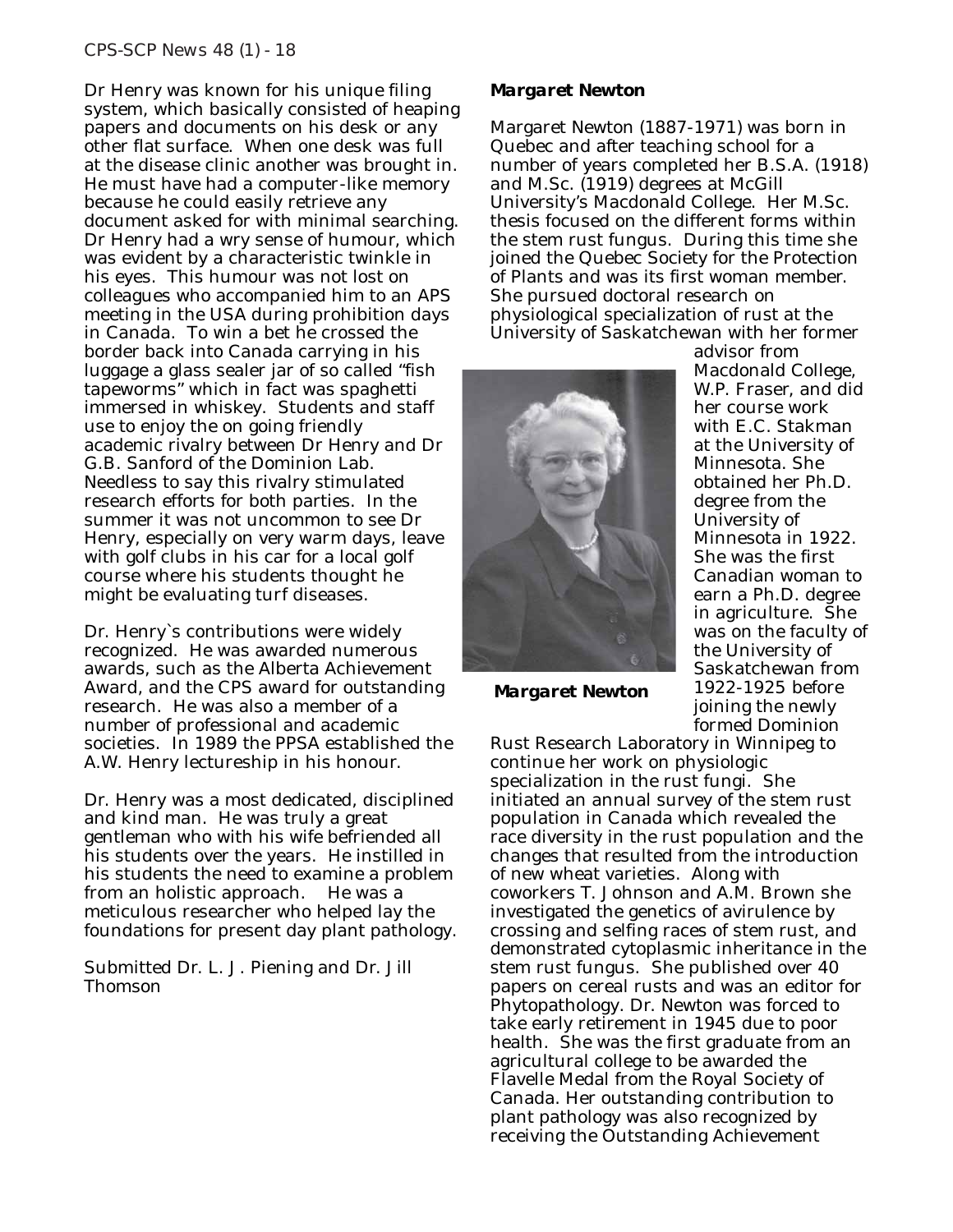Dr Henry was known for his unique filing system, which basically consisted of heaping papers and documents on his desk or any other flat surface. When one desk was full at the disease clinic another was brought in. He must have had a computer-like memory because he could easily retrieve any document asked for with minimal searching. Dr Henry had a wry sense of humour, which was evident by a characteristic twinkle in his eyes. This humour was not lost on colleagues who accompanied him to an APS meeting in the USA during prohibition days in Canada. To win a bet he crossed the border back into Canada carrying in his luggage a glass sealer jar of so called "fish tapeworms" which in fact was spaghetti immersed in whiskey. Students and staff use to enjoy the on going friendly academic rivalry between Dr Henry and Dr G.B. Sanford of the Dominion Lab. Needless to say this rivalry stimulated research efforts for both parties. In the summer it was not uncommon to see Dr Henry, especially on very warm days, leave with golf clubs in his car for a local golf course where his students thought he might be evaluating turf diseases.

Dr. Henry`s contributions were widely recognized. He was awarded numerous awards, such as the Alberta Achievement Award, and the CPS award for outstanding research. He was also a member of a number of professional and academic societies. In 1989 the PPSA established the A.W. Henry lectureship in his honour.

Dr. Henry was a most dedicated, disciplined and kind man. He was truly a great gentleman who with his wife befriended all his students over the years. He instilled in his students the need to examine a problem from an holistic approach. He was a meticulous researcher who helped lay the foundations for present day plant pathology.

Submitted Dr. L. J. Piening and Dr. Jill Thomson

### *Margaret Newton*

Margaret Newton (1887-1971) was born in Quebec and after teaching school for a number of years completed her B.S.A. (1918) and M.Sc. (1919) degrees at McGill University's Macdonald College. Her M.Sc. thesis focused on the different forms within the stem rust fungus. During this time she joined the Quebec Society for the Protection of Plants and was its first woman member. She pursued doctoral research on physiological specialization of rust at the University of Saskatchewan with her former advisor from Macdonald College, W.P. Fraser, and did her course work with E.C. Stakman at the University of Minnesota. She obtained her Ph.D. degree from the University of Minnesota in 1922. She was the first Canadian woman to earn a Ph.D. degree in agriculture. She was on the faculty of the University of Saskatchewan from 1922-1925 before joining the newly formed Dominion Rust Research Laboratory in Winnipeg to continue her work on physiologic specialization in the rust fungi. She initiated an annual survey of the stem rust population in Canada which revealed the race diversity in the rust population and the changes that resulted from the introduction of new wheat varieties. Along with coworkers T. Johnson and A.M. Brown she investigated the genetics of avirulence by crossing and selfing races of stem rust, and demonstrated cytoplasmic inheritance in the stem rust fungus. She published over 40 papers on cereal rusts and was an editor for Phytopathology. Dr. Newton was forced to take early retirement in 1945 due to poor health. She was the first graduate from an agricultural college to be awarded the Flavelle Medal from the Royal Society of Canada. Her outstanding contribution to plant pathology was also recognized by receiving the Outstanding Achievement

***Margaret Newton***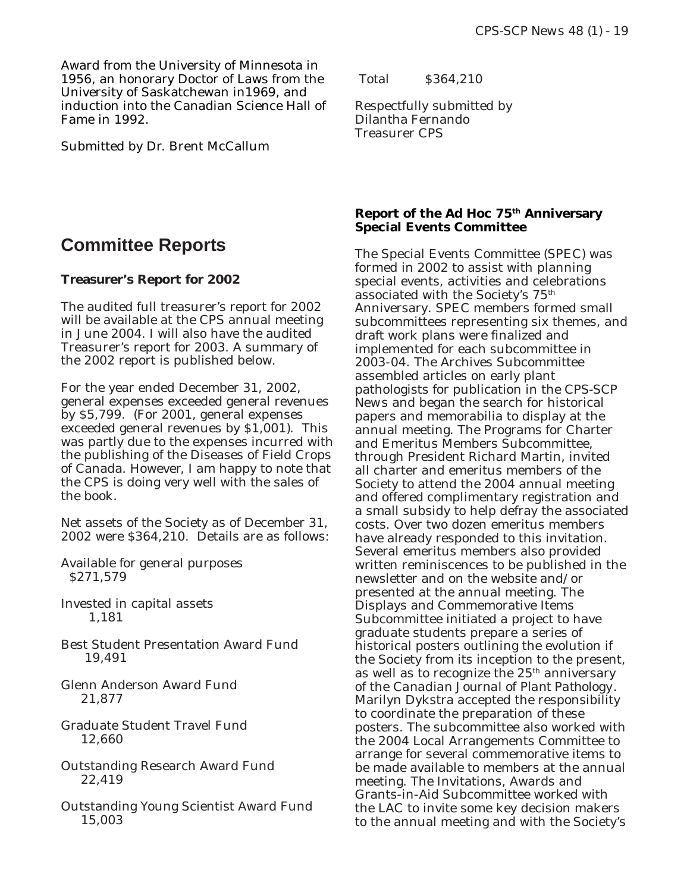Award from the University of Minnesota in 1956, an honorary Doctor of Laws from the University of Saskatchewan in1969, and induction into the Canadian Science Hall of Fame in 1992.

Submitted by Dr. Brent McCallum

## Committee Reports

### Treasurer's Report for 2002

The audited full treasurer's report for 2002 will be available at the CPS annual meeting in June 2004. I will also have the audited Treasurer's report for 2003. A summary of the 2002 report is published below.

For the year ended December 31, 2002, general expenses exceeded general revenues by $5,799. (For 2001, general expenses exceeded general revenues by $1,001). This was partly due to the expenses incurred with the publishing of the Diseases of Field Crops of Canada. However, I am happy to note that the CPS is doing very well with the sales of the book.

Net assets of the Society as of December 31, 2002 were $364,210. Details are as follows:

Available for general purposes
$271,579

Invested in capital assets
1,181

Best Student Presentation Award Fund
19,491

Glenn Anderson Award Fund
21,877

Graduate Student Travel Fund
12,660

Outstanding Research Award Fund
22,419

Outstanding Young Scientist Award Fund
15,003

Total $364,210

Respectfully submitted by
Dilantha Fernando
Treasurer CPS

### Report of the Ad Hoc 75th Anniversary Special Events Committee

The Special Events Committee (SPEC) was formed in 2002 to assist with planning special events, activities and celebrations associated with the Society's 75th Anniversary. SPEC members formed small subcommittees representing six themes, and draft work plans were finalized and implemented for each subcommittee in 2003-04. The Archives Subcommittee assembled articles on early plant pathologists for publication in the CPS-SCP News and began the search for historical papers and memorabilia to display at the annual meeting. The Programs for Charter and Emeritus Members Subcommittee, through President Richard Martin, invited all charter and emeritus members of the Society to attend the 2004 annual meeting and offered complimentary registration and a small subsidy to help defray the associated costs. Over two dozen emeritus members have already responded to this invitation. Several emeritus members also provided written reminiscences to be published in the newsletter and on the website and/or presented at the annual meeting. The Displays and Commemorative Items Subcommittee initiated a project to have graduate students prepare a series of historical posters outlining the evolution if the Society from its inception to the present, as well as to recognize the 25th anniversary of the Canadian Journal of Plant Pathology. Marilyn Dykstra accepted the responsibility to coordinate the preparation of these posters. The subcommittee also worked with the 2004 Local Arrangements Committee to arrange for several commemorative items to be made available to members at the annual meeting. The Invitations, Awards and Grants-in-Aid Subcommittee worked with the LAC to invite some key decision makers to the annual meeting and with the Society's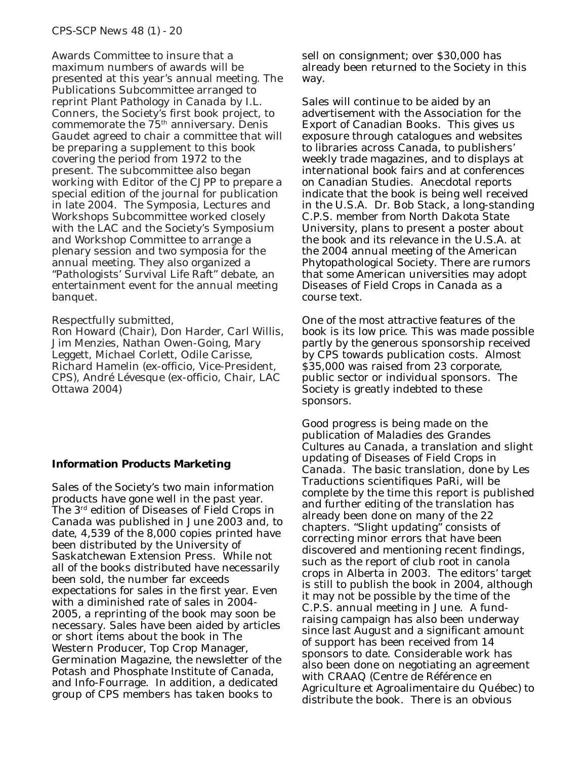Awards Committee to insure that a maximum numbers of awards will be presented at this year's annual meeting. The Publications Subcommittee arranged to reprint *Plant Pathology in Canada* by I.L. Conners, the Society's first book project, to commemorate the 75th anniversary. Denis Gaudet agreed to chair a committee that will be preparing a supplement to this book covering the period from 1972 to the present. The subcommittee also began working with Editor of the CJPP to prepare a special edition of the journal for publication in late 2004. The Symposia, Lectures and Workshops Subcommittee worked closely with the LAC and the Society's Symposium and Workshop Committee to arrange a plenary session and two symposia for the annual meeting. They also organized a "Pathologists' Survival Life Raft" debate, an entertainment event for the annual meeting banquet.

Respectfully submitted,
Ron Howard (Chair), Don Harder, Carl Willis, Jim Menzies, Nathan Owen-Going, Mary Leggett, Michael Corlett, Odile Carisse, Richard Hamelin (ex-officio, Vice-President, CPS), André Lévesque (ex-officio, Chair, LAC Ottawa 2004)

## Information Products Marketing

Sales of the Society's two main information products have gone well in the past year. The 3rd edition of *Diseases of Field Crops in Canada* was published in June 2003 and, to date, 4,539 of the 8,000 copies printed have been distributed by the University of Saskatchewan Extension Press. While not all of the books distributed have necessarily been sold, the number far exceeds expectations for sales in the first year. Even with a diminished rate of sales in 2004-2005, a reprinting of the book may soon be necessary. Sales have been aided by articles or short items about the book in The Western Producer, Top Crop Manager, Germination Magazine, the newsletter of the Potash and Phosphate Institute of Canada, and Info-Fourrage. In addition, a dedicated group of CPS members has taken books to sell on consignment; over $30,000 has already been returned to the Society in this way.

Sales will continue to be aided by an advertisement with the Association for the Export of Canadian Books. This gives us exposure through catalogues and websites to libraries across Canada, to publishers' weekly trade magazines, and to displays at international book fairs and at conferences on Canadian Studies. Anecdotal reports indicate that the book is being well received in the U.S.A. Dr. Bob Stack, a long-standing C.P.S. member from North Dakota State University, plans to present a poster about the book and its relevance in the U.S.A. at the 2004 annual meeting of the American Phytopathological Society. There are rumors that some American universities may adopt *Diseases of Field Crops in Canada* as a course text.

One of the most attractive features of the book is its low price. This was made possible partly by the generous sponsorship received by CPS towards publication costs. Almost $35,000 was raised from 23 corporate, public sector or individual sponsors. The Society is greatly indebted to these sponsors.

Good progress is being made on the publication of *Maladies des Grandes Cultures au Canada*, a translation and slight updating of *Diseases of Field Crops in Canada*. The basic translation, done by Les Traductions scientifiques PaRi, will be complete by the time this report is published and further editing of the translation has already been done on many of the 22 chapters. "Slight updating" consists of correcting minor errors that have been discovered and mentioning recent findings, such as the report of club root in canola crops in Alberta in 2003. The editors' target is still to publish the book in 2004, although it may not be possible by the time of the C.P.S. annual meeting in June. A fund-raising campaign has also been underway since last August and a significant amount of support has been received from 14 sponsors to date. Considerable work has also been done on negotiating an agreement with CRAAQ (Centre de Référence en Agriculture et Agroalimentaire du Québec) to distribute the book. There is an obvious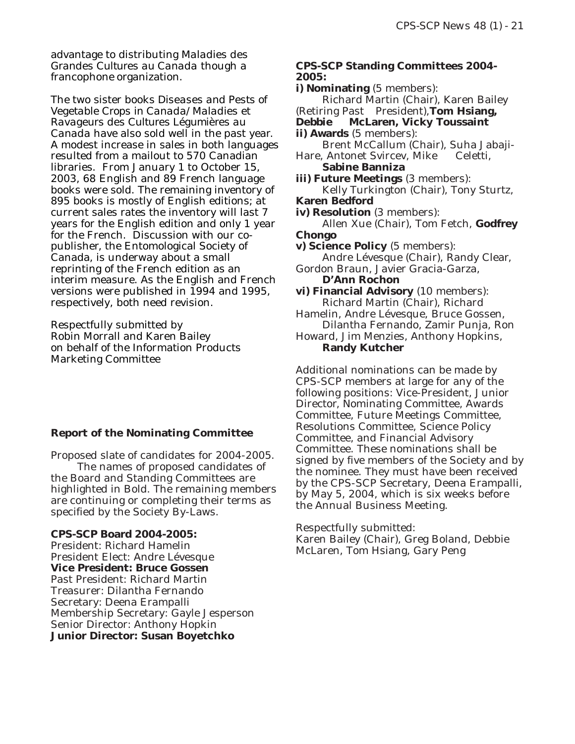advantage to distributing *Maladies des Grandes Cultures au Canada* though a francophone organization.

The two sister books *Diseases and Pests of Vegetable Crops in Canada/Maladies et Ravageurs des Cultures Légumières au Canada* have also sold well in the past year. A modest increase in sales in both languages resulted from a mailout to 570 Canadian libraries. From January 1 to October 15, 2003, 68 English and 89 French language books were sold. The remaining inventory of 895 books is mostly of English editions; at current sales rates the inventory will last 7 years for the English edition and only 1 year for the French. Discussion with our co-publisher, the Entomological Society of Canada, is underway about a small reprinting of the French edition as an interim measure. As the English and French versions were published in 1994 and 1995, respectively, both need revision.

Respectfully submitted by
Robin Morrall and Karen Bailey
on behalf of the Information Products Marketing Committee

## Report of the Nominating Committee

Proposed slate of candidates for 2004-2005.

The names of proposed candidates of the Board and Standing Committees are highlighted in Bold. The remaining members are continuing or completing their terms as specified by the Society By-Laws.

**CPS-SCP Board 2004-2005:**

President: Richard Hamelin
President Elect: Andre Lévesque
**Vice President: Bruce Gossen**
Past President: Richard Martin
Treasurer: Dilantha Fernando
Secretary: Deena Errampalli
Membership Secretary: Gayle Jesperson
Senior Director: Anthony Hopkin
**Junior Director: Susan Boyetchko**

**CPS-SCP Standing Committees 2004-2005:**

**i) Nominating** (5 members):
Richard Martin (Chair), Karen Bailey (Retiring Past President), **Tom Hsiang, Debbie McLaren, Vicky Toussaint**

**ii) Awards** (5 members):
Brent McCallum (Chair), Suha Jabaji-Hare, Antonet Svircev, Mike Celetti, **Sabine Banniza**

**iii) Future Meetings** (3 members):
Kelly Turkington (Chair), Tony Sturtz, **Karen Bedford**

**iv) Resolution** (3 members):
Allen Xue (Chair), Tom Fetch, **Godfrey Chongo**

**v) Science Policy** (5 members):
Andre Lévesque (Chair), Randy Clear, Gordon Braun, Javier Gracia-Garza, **D'Ann Rochon**

**vi) Financial Advisory** (10 members):
Richard Martin (Chair), Richard Hamelin, Andre Lévesque, Bruce Gossen, Dilantha Fernando, Zamir Punja, Ron Howard, Jim Menzies, Anthony Hopkins, **Randy Kutcher**

Additional nominations can be made by CPS-SCP members at large for any of the following positions: Vice-President, Junior Director, Nominating Committee, Awards Committee, Future Meetings Committee, Resolutions Committee, Science Policy Committee, and Financial Advisory Committee. These nominations shall be signed by five members of the Society and by the nominee. They must have been received by the CPS-SCP Secretary, Deena Errampalli, by May 5, 2004, which is six weeks before the Annual Business Meeting.

Respectfully submitted:
Karen Bailey (Chair), Greg Boland, Debbie McLaren, Tom Hsiang, Gary Peng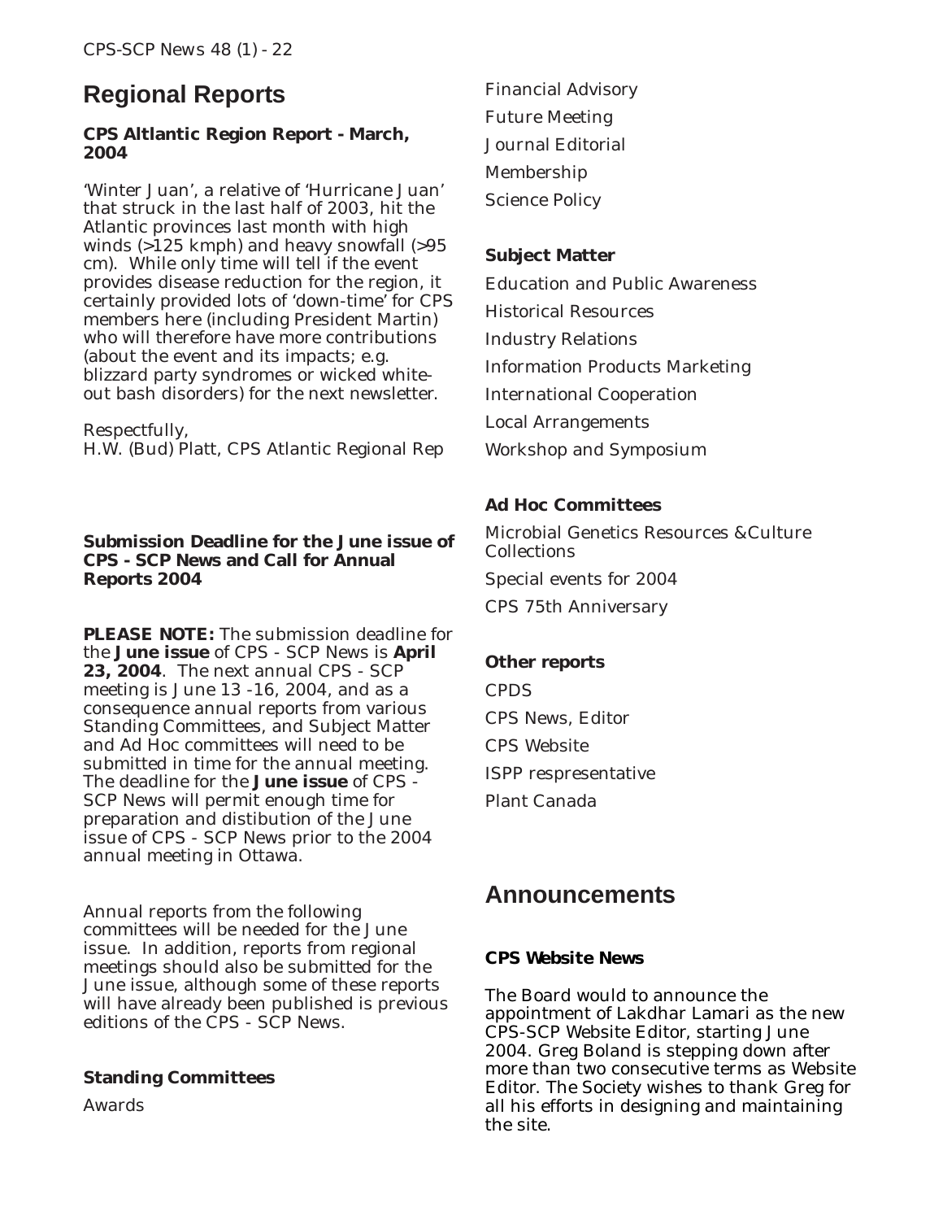# Regional Reports

### CPS Altlantic Region Report - March, 2004

'Winter Juan', a relative of 'Hurricane Juan' that struck in the last half of 2003, hit the Atlantic provinces last month with high winds (>125 kmph) and heavy snowfall (>95 cm). While only time will tell if the event provides disease reduction for the region, it certainly provided lots of 'down-time' for CPS members here (including President Martin) who will therefore have more contributions (about the event and its impacts; e.g. blizzard party syndromes or wicked white-out bash disorders) for the next newsletter.

Respectfully,
H.W. (Bud) Platt, CPS Atlantic Regional Rep

### Submission Deadline for the June issue of CPS - SCP News and Call for Annual Reports 2004

**PLEASE NOTE:** The submission deadline for the **June issue** of CPS - SCP News is **April 23, 2004**. The next annual CPS - SCP meeting is June 13 -16, 2004, and as a consequence annual reports from various Standing Committees, and Subject Matter and Ad Hoc committees will need to be submitted in time for the annual meeting. The deadline for the **June issue** of CPS - SCP News will permit enough time for preparation and distibution of the June issue of CPS - SCP News prior to the 2004 annual meeting in Ottawa.

Annual reports from the following committees will be needed for the June issue. In addition, reports from regional meetings should also be submitted for the June issue, although some of these reports will have already been published is previous editions of the CPS - SCP News.

**Standing Committees**

Awards

Financial Advisory

Future Meeting

Journal Editorial

Membership

Science Policy

**Subject Matter**

Education and Public Awareness

Historical Resources

Industry Relations

Information Products Marketing

International Cooperation

Local Arrangements

Workshop and Symposium

**Ad Hoc Committees**

Microbial Genetics Resources &Culture Collections

Special events for 2004

CPS 75th Anniversary

**Other reports**

CPDS

CPS News, Editor

CPS Website

ISPP respresentative

Plant Canada

# Announcements

### CPS Website News

The Board would to announce the appointment of Lakdhar Lamari as the new CPS-SCP Website Editor, starting June 2004. Greg Boland is stepping down after more than two consecutive terms as Website Editor. The Society wishes to thank Greg for all his efforts in designing and maintaining the site.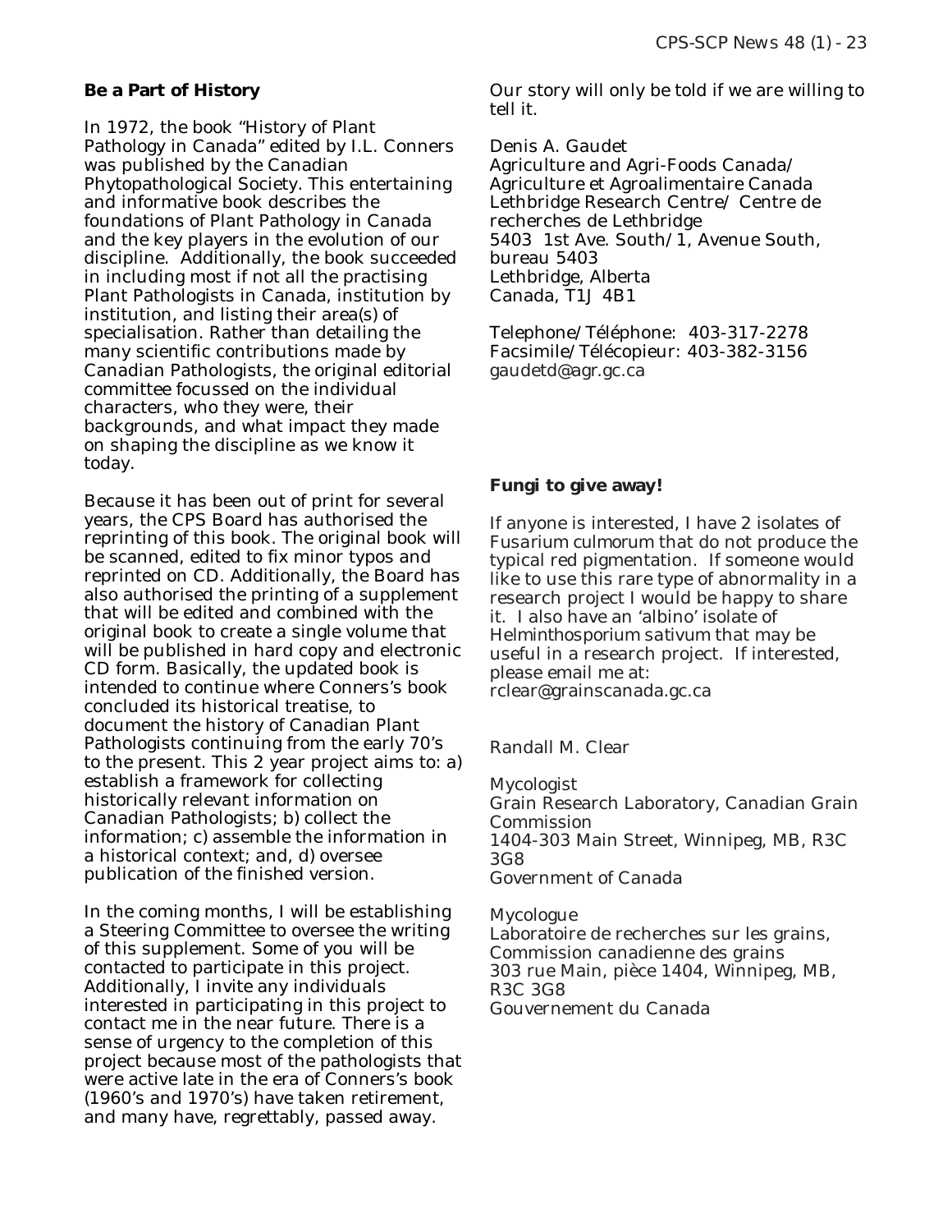**Be a Part of History**

In 1972, the book "History of Plant Pathology in Canada" edited by I.L. Conners was published by the Canadian Phytopathological Society. This entertaining and informative book describes the foundations of Plant Pathology in Canada and the key players in the evolution of our discipline. Additionally, the book succeeded in including most if not all the practising Plant Pathologists in Canada, institution by institution, and listing their area(s) of specialisation. Rather than detailing the many scientific contributions made by Canadian Pathologists, the original editorial committee focussed on the individual characters, who they were, their backgrounds, and what impact they made on shaping the discipline as we know it today.

Because it has been out of print for several years, the CPS Board has authorised the reprinting of this book. The original book will be scanned, edited to fix minor typos and reprinted on CD. Additionally, the Board has also authorised the printing of a supplement that will be edited and combined with the original book to create a single volume that will be published in hard copy and electronic CD form. Basically, the updated book is intended to continue where Conners's book concluded its historical treatise, to document the history of Canadian Plant Pathologists continuing from the early 70's to the present. This 2 year project aims to: a) establish a framework for collecting historically relevant information on Canadian Pathologists; b) collect the information; c) assemble the information in a historical context; and, d) oversee publication of the finished version.

In the coming months, I will be establishing a Steering Committee to oversee the writing of this supplement. Some of you will be contacted to participate in this project. Additionally, I invite any individuals interested in participating in this project to contact me in the near future. There is a sense of urgency to the completion of this project because most of the pathologists that were active late in the era of Conners's book (1960's and 1970's) have taken retirement, and many have, regrettably, passed away.

Our story will only be told if we are willing to tell it.

Denis A. Gaudet
Agriculture and Agri-Foods Canada/ Agriculture et Agroalimentaire Canada
Lethbridge Research Centre/ Centre de recherches de Lethbridge
5403 1st Ave. South/1, Avenue South, bureau 5403
Lethbridge, Alberta
Canada, T1J 4B1

Telephone/Téléphone: 403-317-2278
Facsimile/Télécopieur: 403-382-3156
gaudetd@agr.gc.ca

**Fungi to give away!**

If anyone is interested, I have 2 isolates of *Fusarium culmorum* that do not produce the typical red pigmentation. If someone would like to use this rare type of abnormality in a research project I would be happy to share it. I also have an 'albino' isolate of *Helminthosporium sativum* that may be useful in a research project. If interested, please email me at:
rclear@grainscanada.gc.ca

Randall M. Clear

Mycologist
Grain Research Laboratory, Canadian Grain Commission
1404-303 Main Street, Winnipeg, MB, R3C 3G8
Government of Canada

Mycologue
Laboratoire de recherches sur les grains, Commission canadienne des grains
303 rue Main, pièce 1404, Winnipeg, MB, R3C 3G8
Gouvernement du Canada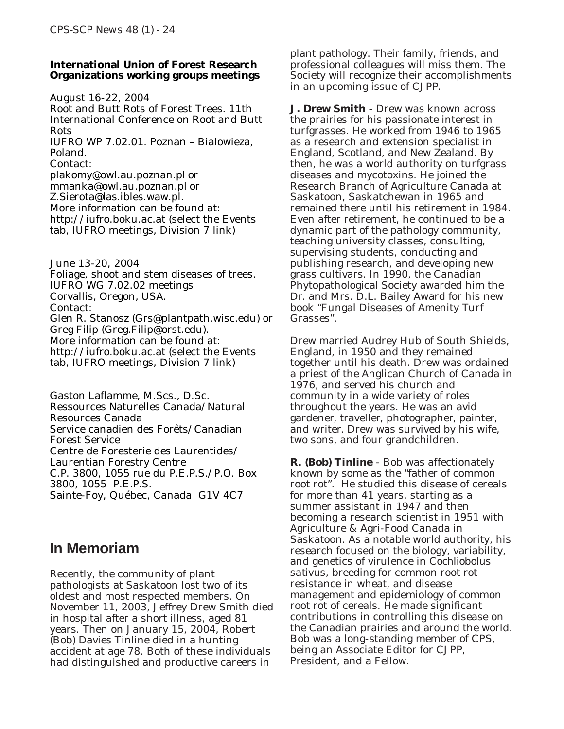**International Union of Forest Research Organizations working groups meetings**

August 16-22, 2004
Root and Butt Rots of Forest Trees. 11th International Conference on Root and Butt Rots
IUFRO WP 7.02.01. Poznan – Bialowieza, Poland.
Contact:
plakomy@owl.au.poznan.pl or
mmanka@owl.au.poznan.pl or
Z.Sierota@las.ibles.waw.pl.
More information can be found at:
http://iufro.boku.ac.at (select the Events tab, IUFRO meetings, Division 7 link)

June 13-20, 2004
Foliage, shoot and stem diseases of trees.
IUFRO WG 7.02.02 meetings
Corvallis, Oregon, USA.
Contact:
Glen R. Stanosz (Grs@plantpath.wisc.edu) or Greg Filip (Greg.Filip@orst.edu).
More information can be found at:
http://iufro.boku.ac.at (select the Events tab, IUFRO meetings, Division 7 link)

Gaston Laflamme, M.Scs., D.Sc.
Ressources Naturelles Canada/Natural Resources Canada
Service canadien des Forêts/Canadian Forest Service
Centre de Foresterie des Laurentides/ Laurentian Forestry Centre
C.P. 3800, 1055 rue du P.E.P.S./P.O. Box 3800, 1055 P.E.P.S.
Sainte-Foy, Québec, Canada G1V 4C7

# In Memoriam

Recently, the community of plant pathologists at Saskatoon lost two of its oldest and most respected members. On November 11, 2003, Jeffrey Drew Smith died in hospital after a short illness, aged 81 years. Then on January 15, 2004, Robert (Bob) Davies Tinline died in a hunting accident at age 78. Both of these individuals had distinguished and productive careers in plant pathology. Their family, friends, and professional colleagues will miss them. The Society will recognize their accomplishments in an upcoming issue of CJPP.

**J. Drew Smith** - Drew was known across the prairies for his passionate interest in turfgrasses. He worked from 1946 to 1965 as a research and extension specialist in England, Scotland, and New Zealand. By then, he was a world authority on turfgrass diseases and mycotoxins. He joined the Research Branch of Agriculture Canada at Saskatoon, Saskatchewan in 1965 and remained there until his retirement in 1984. Even after retirement, he continued to be a dynamic part of the pathology community, teaching university classes, consulting, supervising students, conducting and publishing research, and developing new grass cultivars. In 1990, the Canadian Phytopathological Society awarded him the Dr. and Mrs. D.L. Bailey Award for his new book "Fungal Diseases of Amenity Turf Grasses".

Drew married Audrey Hub of South Shields, England, in 1950 and they remained together until his death. Drew was ordained a priest of the Anglican Church of Canada in 1976, and served his church and community in a wide variety of roles throughout the years. He was an avid gardener, traveller, photographer, painter, and writer. Drew was survived by his wife, two sons, and four grandchildren.

**R. (Bob) Tinline** - Bob was affectionately known by some as the "father of common root rot". He studied this disease of cereals for more than 41 years, starting as a summer assistant in 1947 and then becoming a research scientist in 1951 with Agriculture & Agri-Food Canada in Saskatoon. As a notable world authority, his research focused on the biology, variability, and genetics of virulence in *Cochliobolus sativus*, breeding for common root rot resistance in wheat, and disease management and epidemiology of common root rot of cereals. He made significant contributions in controlling this disease on the Canadian prairies and around the world. Bob was a long-standing member of CPS, being an Associate Editor for CJPP, President, and a Fellow.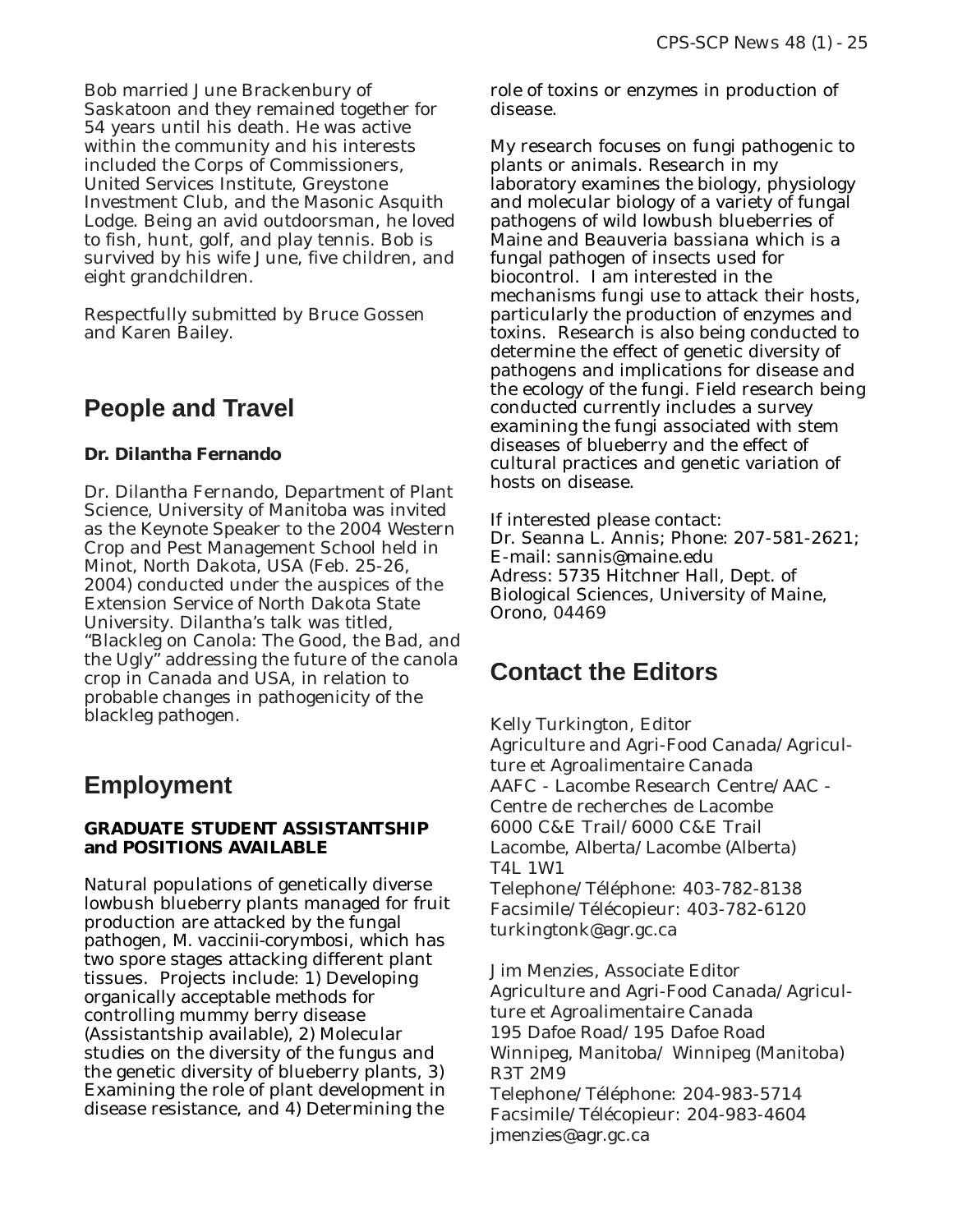Bob married June Brackenbury of Saskatoon and they remained together for 54 years until his death. He was active within the community and his interests included the Corps of Commissioners, United Services Institute, Greystone Investment Club, and the Masonic Asquith Lodge. Being an avid outdoorsman, he loved to fish, hunt, golf, and play tennis. Bob is survived by his wife June, five children, and eight grandchildren.

Respectfully submitted by Bruce Gossen and Karen Bailey.

## People and Travel

### Dr. Dilantha Fernando

Dr. Dilantha Fernando, Department of Plant Science, University of Manitoba was invited as the Keynote Speaker to the 2004 Western Crop and Pest Management School held in Minot, North Dakota, USA (Feb. 25-26, 2004) conducted under the auspices of the Extension Service of North Dakota State University. Dilantha's talk was titled, "Blackleg on Canola: The Good, the Bad, and the Ugly" addressing the future of the canola crop in Canada and USA, in relation to probable changes in pathogenicity of the blackleg pathogen.

## Employment

### GRADUATE STUDENT ASSISTANTSHIP and POSITIONS AVAILABLE

Natural populations of genetically diverse lowbush blueberry plants managed for fruit production are attacked by the fungal pathogen, M. vaccinii-corymbosi, which has two spore stages attacking different plant tissues. Projects include: 1) Developing organically acceptable methods for controlling mummy berry disease (Assistantship available), 2) Molecular studies on the diversity of the fungus and the genetic diversity of blueberry plants, 3) Examining the role of plant development in disease resistance, and 4) Determining the role of toxins or enzymes in production of disease.

My research focuses on fungi pathogenic to plants or animals. Research in my laboratory examines the biology, physiology and molecular biology of a variety of fungal pathogens of wild lowbush blueberries of Maine and Beauveria bassiana which is a fungal pathogen of insects used for biocontrol. I am interested in the mechanisms fungi use to attack their hosts, particularly the production of enzymes and toxins. Research is also being conducted to determine the effect of genetic diversity of pathogens and implications for disease and the ecology of the fungi. Field research being conducted currently includes a survey examining the fungi associated with stem diseases of blueberry and the effect of cultural practices and genetic variation of hosts on disease.

If interested please contact:
Dr. Seanna L. Annis; Phone: 207-581-2621;
E-mail: sannis@maine.edu
Adress: 5735 Hitchner Hall, Dept. of Biological Sciences, University of Maine, Orono, 04469

## Contact the Editors

Kelly Turkington, Editor
Agriculture and Agri-Food Canada/Agriculture et Agroalimentaire Canada
AAFC - Lacombe Research Centre/AAC - Centre de recherches de Lacombe
6000 C&E Trail/6000 C&E Trail
Lacombe, Alberta/Lacombe (Alberta)
T4L 1W1
Telephone/Téléphone: 403-782-8138
Facsimile/Télécopieur: 403-782-6120
turkingtonk@agr.gc.ca

Jim Menzies, Associate Editor
Agriculture and Agri-Food Canada/Agriculture et Agroalimentaire Canada
195 Dafoe Road/195 Dafoe Road
Winnipeg, Manitoba/ Winnipeg (Manitoba)
R3T 2M9
Telephone/Téléphone: 204-983-5714
Facsimile/Télécopieur: 204-983-4604
jmenzies@agr.gc.ca